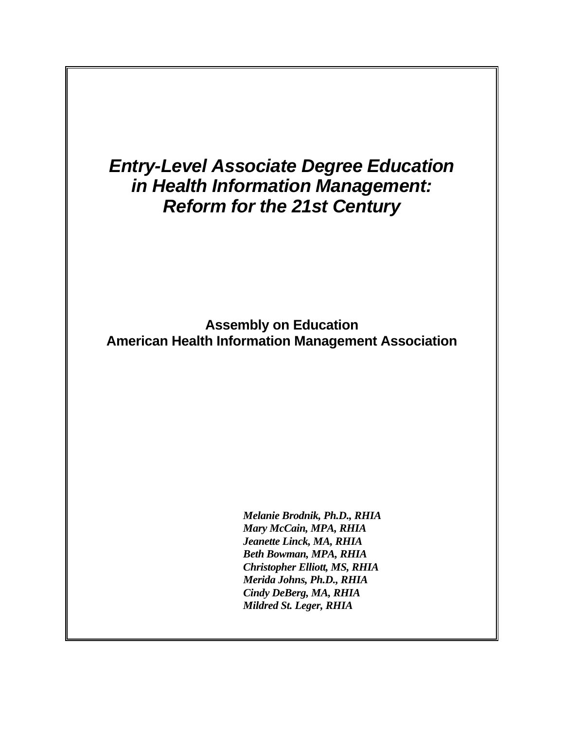# *Entry-Level Associate Degree Education in Health Information Management: Reform for the 21st Century*

**Assembly on Education**
**American Health Information Management Association**

*Melanie Brodnik, Ph.D., RHIA*
*Mary McCain, MPA, RHIA*
*Jeanette Linck, MA, RHIA*
*Beth Bowman, MPA, RHIA*
*Christopher Elliott, MS, RHIA*
*Merida Johns, Ph.D., RHIA*
*Cindy DeBerg, MA, RHIA*
*Mildred St. Leger, RHIA*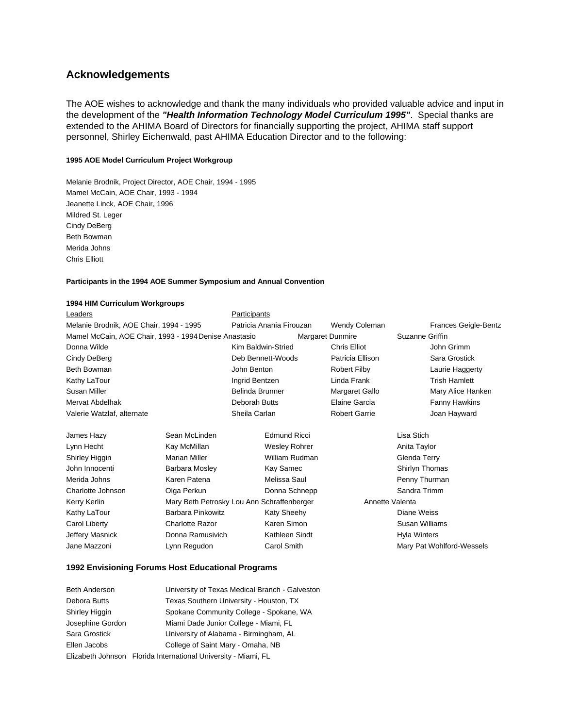## Acknowledgements

The AOE wishes to acknowledge and thank the many individuals who provided valuable advice and input in the development of the ***"Health Information Technology Model Curriculum 1995"***. Special thanks are extended to the AHIMA Board of Directors for financially supporting the project, AHIMA staff support personnel, Shirley Eichenwald, past AHIMA Education Director and to the following:

**1995 AOE Model Curriculum Project Workgroup**

Melanie Brodnik, Project Director, AOE Chair, 1994 - 1995
Mamel McCain, AOE Chair, 1993 - 1994
Jeanette Linck, AOE Chair, 1996
Mildred St. Leger
Cindy DeBerg
Beth Bowman
Merida Johns
Chris Elliott

**Participants in the 1994 AOE Summer Symposium and Annual Convention**

**1994 HIM Curriculum Workgroups**

| Leaders | Participants | | |
|---|---|---|---|
| Melanie Brodnik, AOE Chair, 1994 - 1995 | Patricia Anania Firouzan | Wendy Coleman | Frances Geigle-Bentz |
| Mamel McCain, AOE Chair, 1993 - 1994 | Denise Anastasio | Margaret Dunmire | Suzanne Griffin |
| Donna Wilde | Kim Baldwin-Stried | Chris Elliot | John Grimm |
| Cindy DeBerg | Deb Bennett-Woods | Patricia Ellison | Sara Grostick |
| Beth Bowman | John Benton | Robert Filby | Laurie Haggerty |
| Kathy LaTour | Ingrid Bentzen | Linda Frank | Trish Hamlett |
| Susan Miller | Belinda Brunner | Margaret Gallo | Mary Alice Hanken |
| Mervat Abdelhak | Deborah Butts | Elaine Garcia | Fanny Hawkins |
| Valerie Watzlaf, alternate | Sheila Carlan | Robert Garrie | Joan Hayward |

| | | | |
|---|---|---|---|
| James Hazy | Sean McLinden | Edmund Ricci | Lisa Stich |
| Lynn Hecht | Kay McMillan | Wesley Rohrer | Anita Taylor |
| Shirley Higgin | Marian Miller | William Rudman | Glenda Terry |
| John Innocenti | Barbara Mosley | Kay Samec | Shirlyn Thomas |
| Merida Johns | Karen Patena | Melissa Saul | Penny Thurman |
| Charlotte Johnson | Olga Perkun | Donna Schnepp | Sandra Trimm |
| Kerry Kerlin | Mary Beth Petrosky | Lou Ann Schraffenberger | Annette Valenta |
| Kathy LaTour | Barbara Pinkowitz | Katy Sheehy | Diane Weiss |
| Carol Liberty | Charlotte Razor | Karen Simon | Susan Williams |
| Jeffery Masnick | Donna Ramusivich | Kathleen Sindt | Hyla Winters |
| Jane Mazzoni | Lynn Regudon | Carol Smith | Mary Pat Wohlford-Wessels |

### 1992 Envisioning Forums Host Educational Programs

| | |
|---|---|
| Beth Anderson | University of Texas Medical Branch - Galveston |
| Debora Butts | Texas Southern University - Houston, TX |
| Shirley Higgin | Spokane Community College - Spokane, WA |
| Josephine Gordon | Miami Dade Junior College - Miami, FL |
| Sara Grostick | University of Alabama - Birmingham, AL |
| Ellen Jacobs | College of Saint Mary - Omaha, NB |
| Elizabeth Johnson | Florida International University - Miami, FL |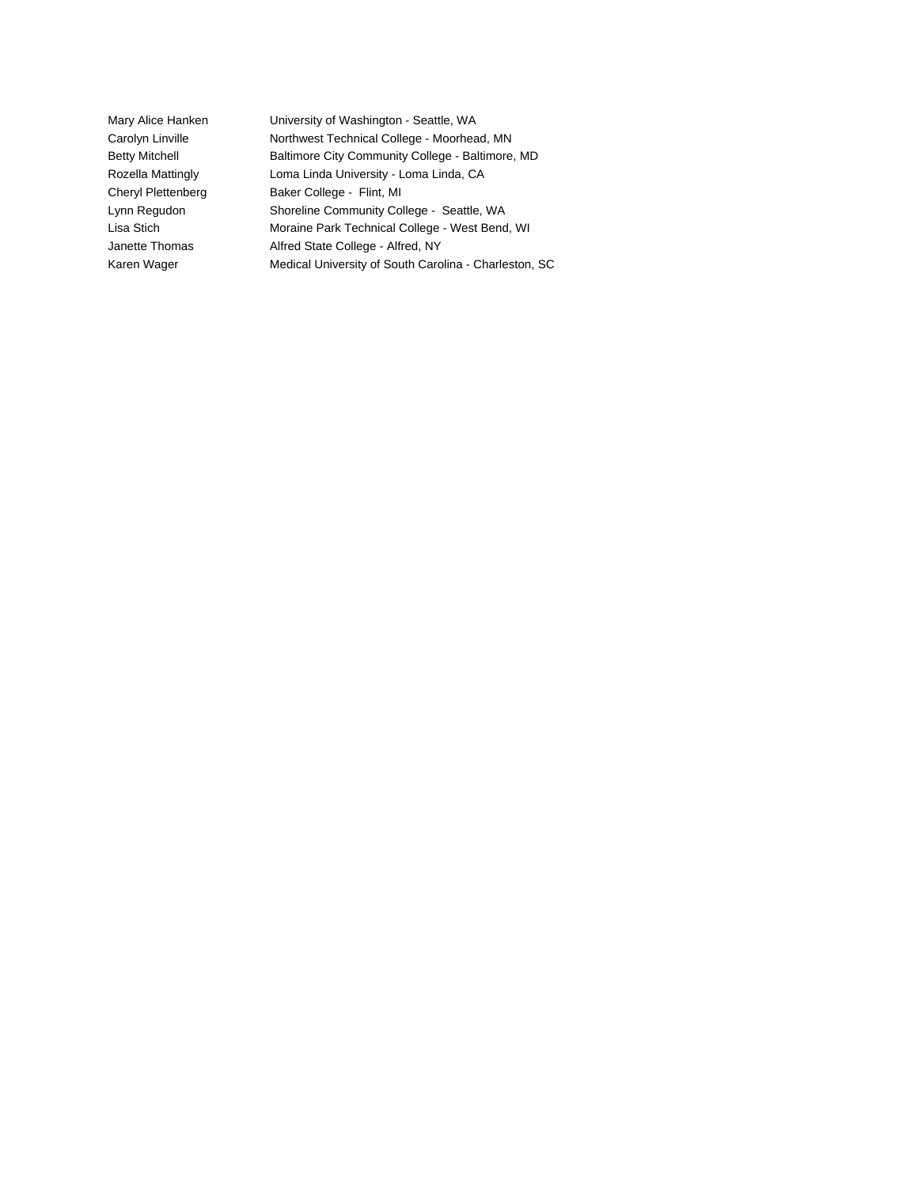| | |
|---|---|
| Mary Alice Hanken | University of Washington - Seattle, WA |
| Carolyn Linville | Northwest Technical College - Moorhead, MN |
| Betty Mitchell | Baltimore City Community College - Baltimore, MD |
| Rozella Mattingly | Loma Linda University - Loma Linda, CA |
| Cheryl Plettenberg | Baker College - Flint, MI |
| Lynn Regudon | Shoreline Community College - Seattle, WA |
| Lisa Stich | Moraine Park Technical College - West Bend, WI |
| Janette Thomas | Alfred State College - Alfred, NY |
| Karen Wager | Medical University of South Carolina - Charleston, SC |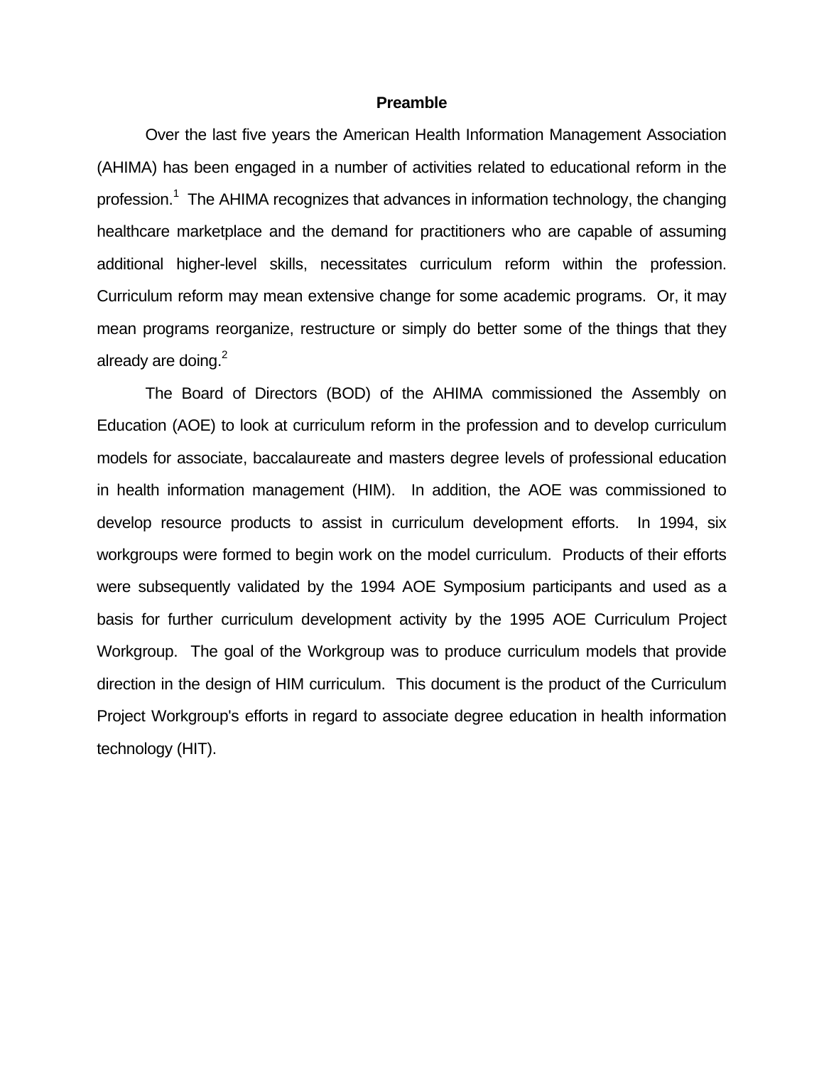## Preamble

Over the last five years the American Health Information Management Association (AHIMA) has been engaged in a number of activities related to educational reform in the profession.[1] The AHIMA recognizes that advances in information technology, the changing healthcare marketplace and the demand for practitioners who are capable of assuming additional higher-level skills, necessitates curriculum reform within the profession. Curriculum reform may mean extensive change for some academic programs. Or, it may mean programs reorganize, restructure or simply do better some of the things that they already are doing.[2]

The Board of Directors (BOD) of the AHIMA commissioned the Assembly on Education (AOE) to look at curriculum reform in the profession and to develop curriculum models for associate, baccalaureate and masters degree levels of professional education in health information management (HIM). In addition, the AOE was commissioned to develop resource products to assist in curriculum development efforts. In 1994, six workgroups were formed to begin work on the model curriculum. Products of their efforts were subsequently validated by the 1994 AOE Symposium participants and used as a basis for further curriculum development activity by the 1995 AOE Curriculum Project Workgroup. The goal of the Workgroup was to produce curriculum models that provide direction in the design of HIM curriculum. This document is the product of the Curriculum Project Workgroup's efforts in regard to associate degree education in health information technology (HIT).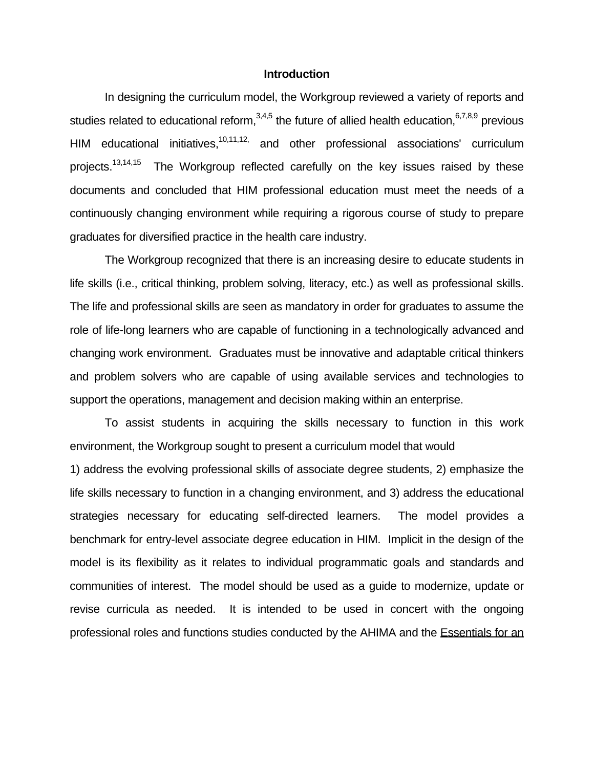## Introduction

In designing the curriculum model, the Workgroup reviewed a variety of reports and studies related to educational reform,[3,4,5] the future of allied health education,[6,7,8,9] previous HIM educational initiatives,[10,11,12,] and other professional associations' curriculum projects.[13,14,15] The Workgroup reflected carefully on the key issues raised by these documents and concluded that HIM professional education must meet the needs of a continuously changing environment while requiring a rigorous course of study to prepare graduates for diversified practice in the health care industry.

The Workgroup recognized that there is an increasing desire to educate students in life skills (i.e., critical thinking, problem solving, literacy, etc.) as well as professional skills. The life and professional skills are seen as mandatory in order for graduates to assume the role of life-long learners who are capable of functioning in a technologically advanced and changing work environment. Graduates must be innovative and adaptable critical thinkers and problem solvers who are capable of using available services and technologies to support the operations, management and decision making within an enterprise.

To assist students in acquiring the skills necessary to function in this work environment, the Workgroup sought to present a curriculum model that would 1) address the evolving professional skills of associate degree students, 2) emphasize the life skills necessary to function in a changing environment, and 3) address the educational strategies necessary for educating self-directed learners. The model provides a benchmark for entry-level associate degree education in HIM. Implicit in the design of the model is its flexibility as it relates to individual programmatic goals and standards and communities of interest. The model should be used as a guide to modernize, update or revise curricula as needed. It is intended to be used in concert with the ongoing professional roles and functions studies conducted by the AHIMA and the Essentials for an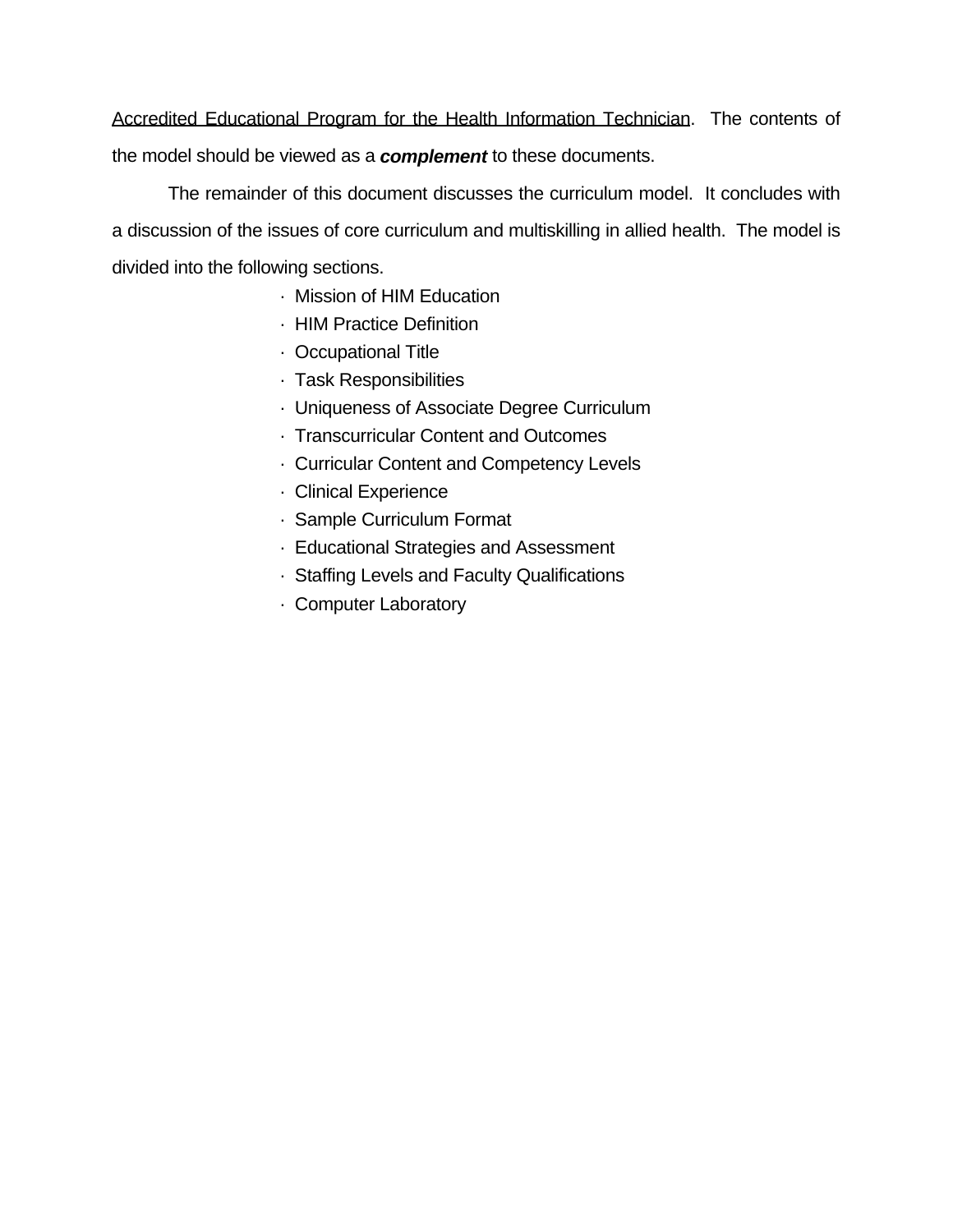Accredited Educational Program for the Health Information Technician. The contents of the model should be viewed as a ***complement*** to these documents.

The remainder of this document discusses the curriculum model. It concludes with a discussion of the issues of core curriculum and multiskilling in allied health. The model is divided into the following sections.

- Mission of HIM Education
- HIM Practice Definition
- Occupational Title
- Task Responsibilities
- Uniqueness of Associate Degree Curriculum
- Transcurricular Content and Outcomes
- Curricular Content and Competency Levels
- Clinical Experience
- Sample Curriculum Format
- Educational Strategies and Assessment
- Staffing Levels and Faculty Qualifications
- Computer Laboratory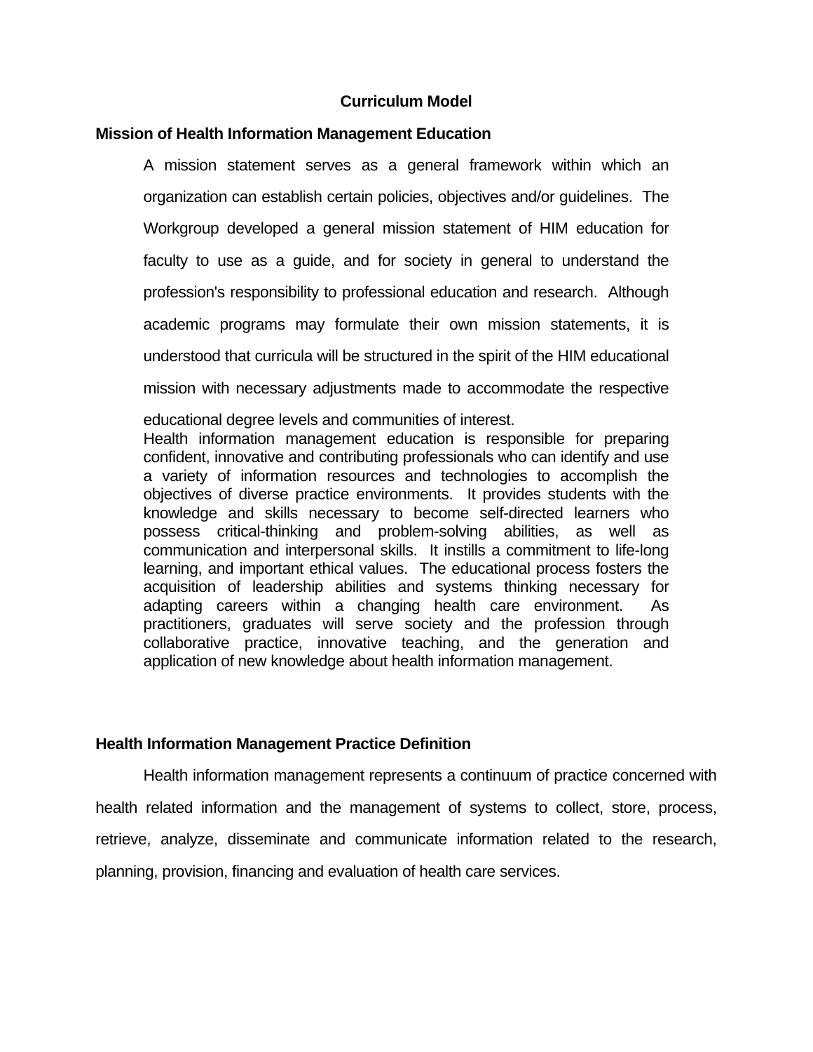# Curriculum Model

## Mission of Health Information Management Education

A mission statement serves as a general framework within which an organization can establish certain policies, objectives and/or guidelines. The Workgroup developed a general mission statement of HIM education for faculty to use as a guide, and for society in general to understand the profession's responsibility to professional education and research. Although academic programs may formulate their own mission statements, it is understood that curricula will be structured in the spirit of the HIM educational mission with necessary adjustments made to accommodate the respective educational degree levels and communities of interest.

Health information management education is responsible for preparing confident, innovative and contributing professionals who can identify and use a variety of information resources and technologies to accomplish the objectives of diverse practice environments. It provides students with the knowledge and skills necessary to become self-directed learners who possess critical-thinking and problem-solving abilities, as well as communication and interpersonal skills. It instills a commitment to life-long learning, and important ethical values. The educational process fosters the acquisition of leadership abilities and systems thinking necessary for adapting careers within a changing health care environment. As practitioners, graduates will serve society and the profession through collaborative practice, innovative teaching, and the generation and application of new knowledge about health information management.

## Health Information Management Practice Definition

Health information management represents a continuum of practice concerned with health related information and the management of systems to collect, store, process, retrieve, analyze, disseminate and communicate information related to the research, planning, provision, financing and evaluation of health care services.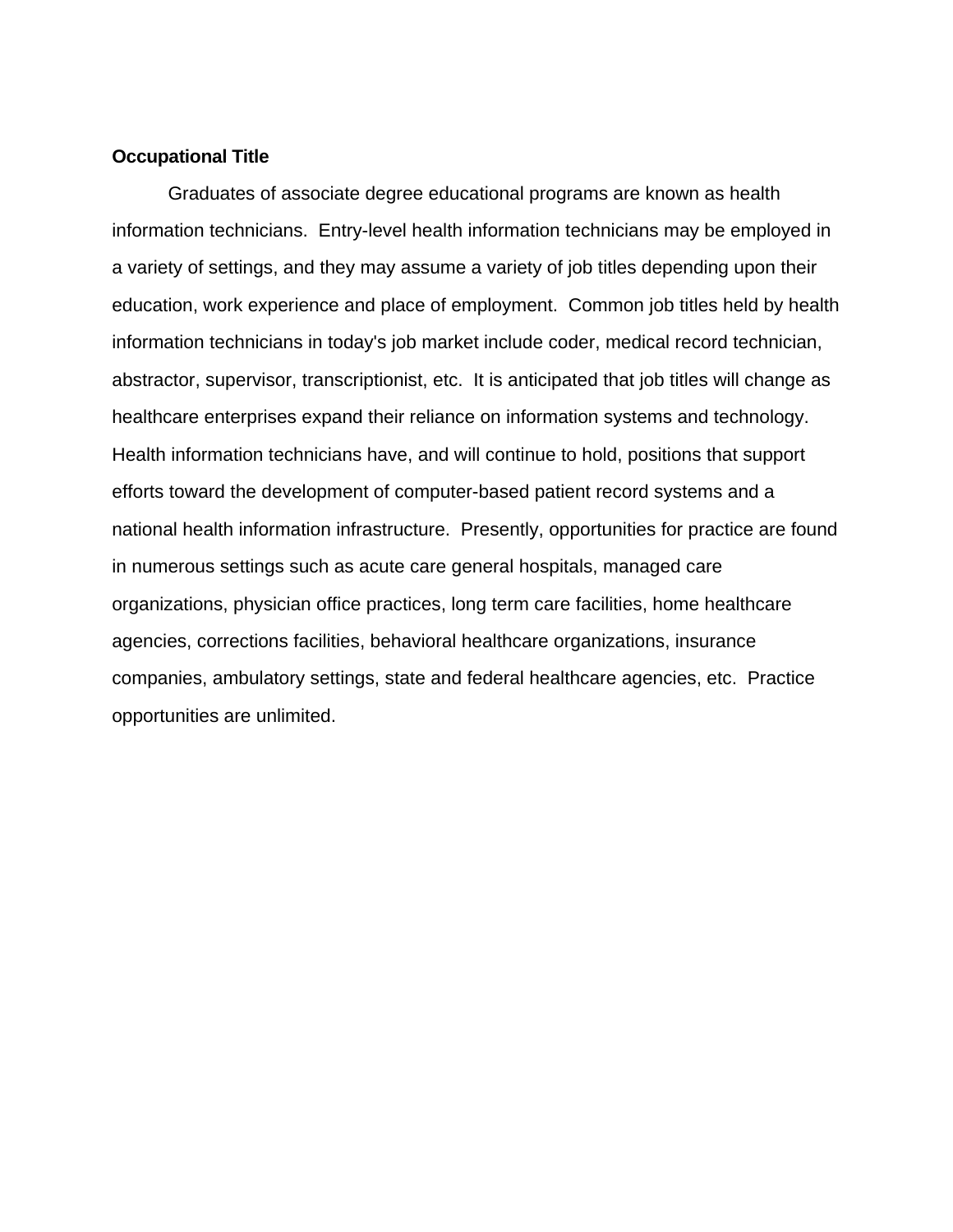**Occupational Title**

Graduates of associate degree educational programs are known as health information technicians. Entry-level health information technicians may be employed in a variety of settings, and they may assume a variety of job titles depending upon their education, work experience and place of employment. Common job titles held by health information technicians in today's job market include coder, medical record technician, abstractor, supervisor, transcriptionist, etc. It is anticipated that job titles will change as healthcare enterprises expand their reliance on information systems and technology. Health information technicians have, and will continue to hold, positions that support efforts toward the development of computer-based patient record systems and a national health information infrastructure. Presently, opportunities for practice are found in numerous settings such as acute care general hospitals, managed care organizations, physician office practices, long term care facilities, home healthcare agencies, corrections facilities, behavioral healthcare organizations, insurance companies, ambulatory settings, state and federal healthcare agencies, etc. Practice opportunities are unlimited.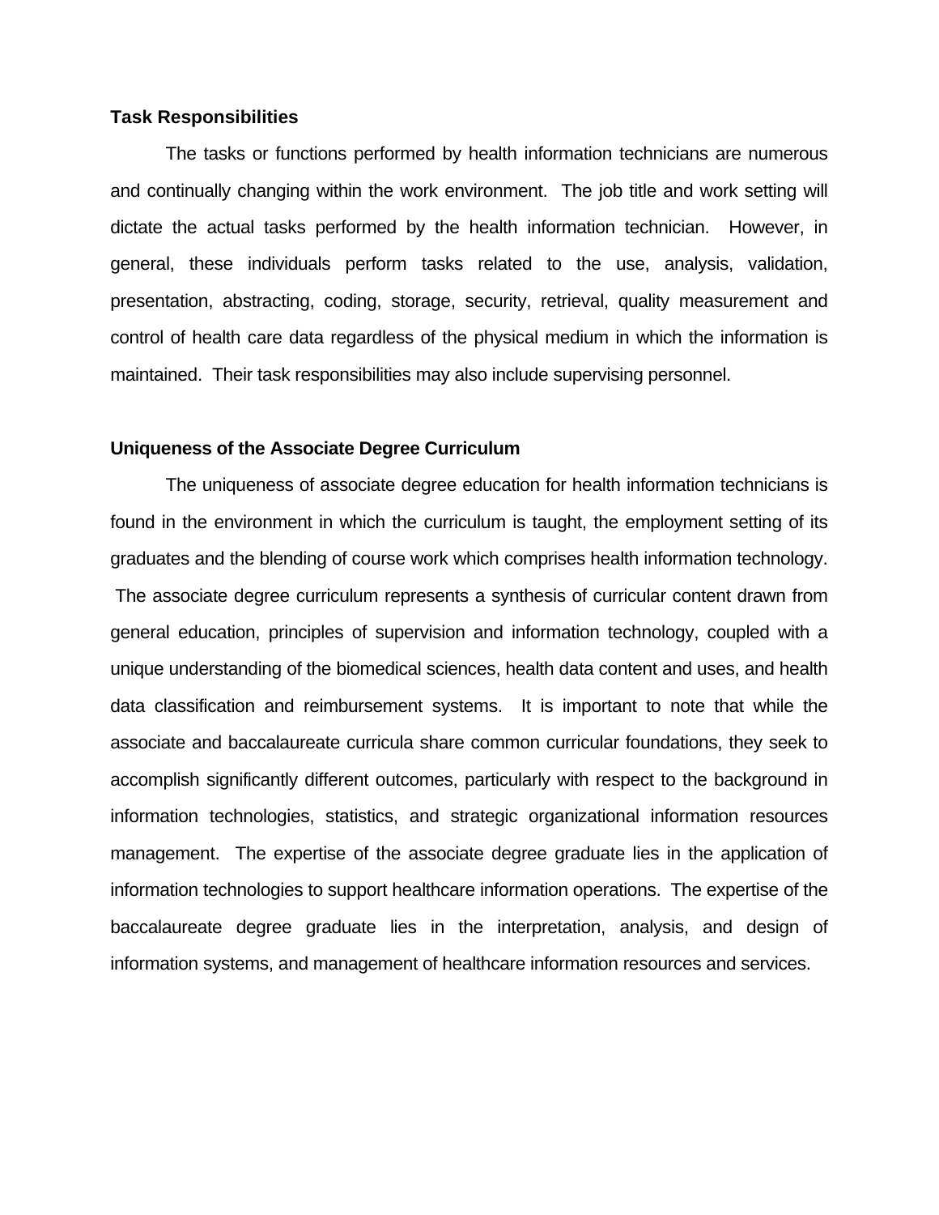## Task Responsibilities

The tasks or functions performed by health information technicians are numerous and continually changing within the work environment. The job title and work setting will dictate the actual tasks performed by the health information technician. However, in general, these individuals perform tasks related to the use, analysis, validation, presentation, abstracting, coding, storage, security, retrieval, quality measurement and control of health care data regardless of the physical medium in which the information is maintained. Their task responsibilities may also include supervising personnel.

## Uniqueness of the Associate Degree Curriculum

The uniqueness of associate degree education for health information technicians is found in the environment in which the curriculum is taught, the employment setting of its graduates and the blending of course work which comprises health information technology. The associate degree curriculum represents a synthesis of curricular content drawn from general education, principles of supervision and information technology, coupled with a unique understanding of the biomedical sciences, health data content and uses, and health data classification and reimbursement systems. It is important to note that while the associate and baccalaureate curricula share common curricular foundations, they seek to accomplish significantly different outcomes, particularly with respect to the background in information technologies, statistics, and strategic organizational information resources management. The expertise of the associate degree graduate lies in the application of information technologies to support healthcare information operations. The expertise of the baccalaureate degree graduate lies in the interpretation, analysis, and design of information systems, and management of healthcare information resources and services.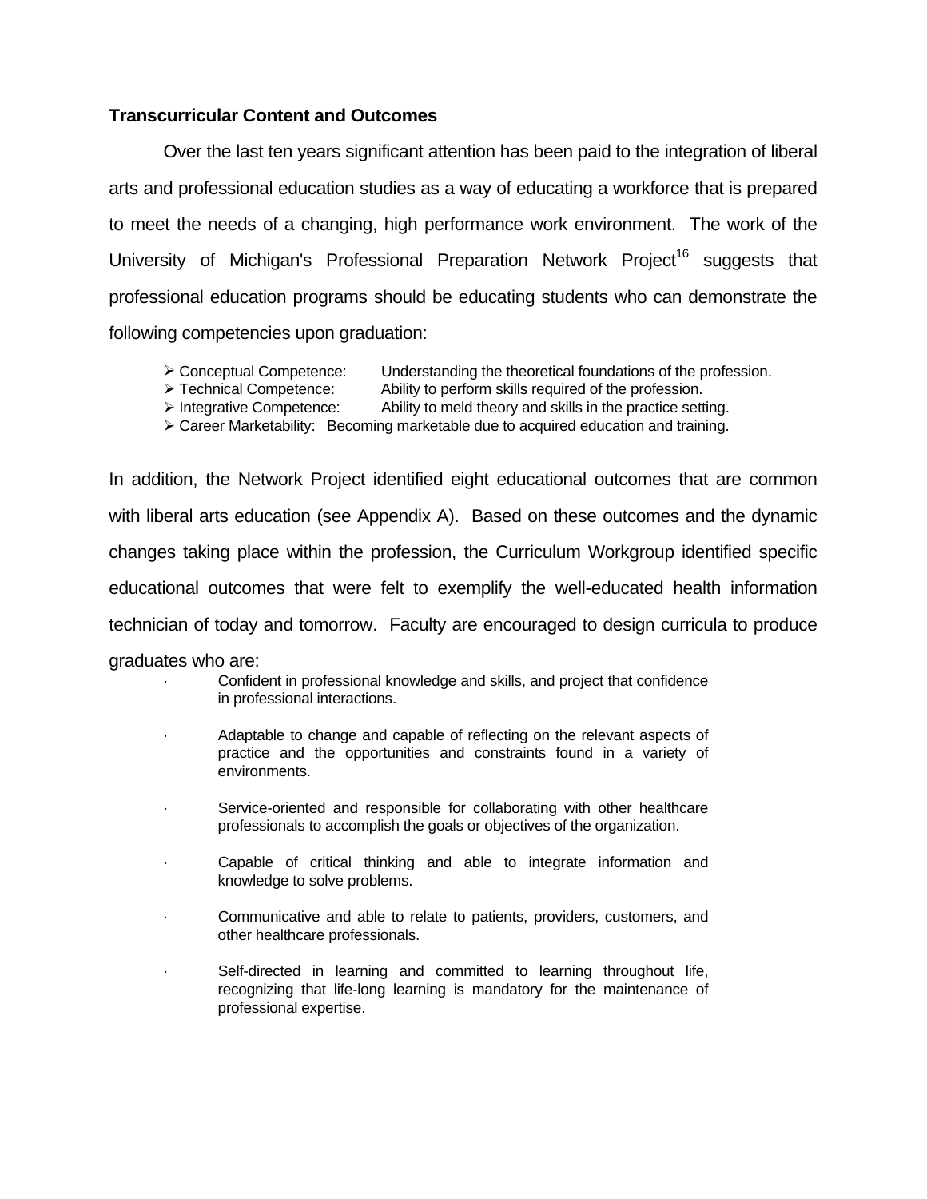**Transcurricular Content and Outcomes**

Over the last ten years significant attention has been paid to the integration of liberal arts and professional education studies as a way of educating a workforce that is prepared to meet the needs of a changing, high performance work environment. The work of the University of Michigan's Professional Preparation Network Project[16] suggests that professional education programs should be educating students who can demonstrate the following competencies upon graduation:

- Conceptual Competence: Understanding the theoretical foundations of the profession.
- Technical Competence: Ability to perform skills required of the profession.
- Integrative Competence: Ability to meld theory and skills in the practice setting.
- Career Marketability: Becoming marketable due to acquired education and training.

In addition, the Network Project identified eight educational outcomes that are common with liberal arts education (see Appendix A). Based on these outcomes and the dynamic changes taking place within the profession, the Curriculum Workgroup identified specific educational outcomes that were felt to exemplify the well-educated health information technician of today and tomorrow. Faculty are encouraged to design curricula to produce graduates who are:

- Confident in professional knowledge and skills, and project that confidence in professional interactions.
- Adaptable to change and capable of reflecting on the relevant aspects of practice and the opportunities and constraints found in a variety of environments.
- Service-oriented and responsible for collaborating with other healthcare professionals to accomplish the goals or objectives of the organization.
- Capable of critical thinking and able to integrate information and knowledge to solve problems.
- Communicative and able to relate to patients, providers, customers, and other healthcare professionals.
- Self-directed in learning and committed to learning throughout life, recognizing that life-long learning is mandatory for the maintenance of professional expertise.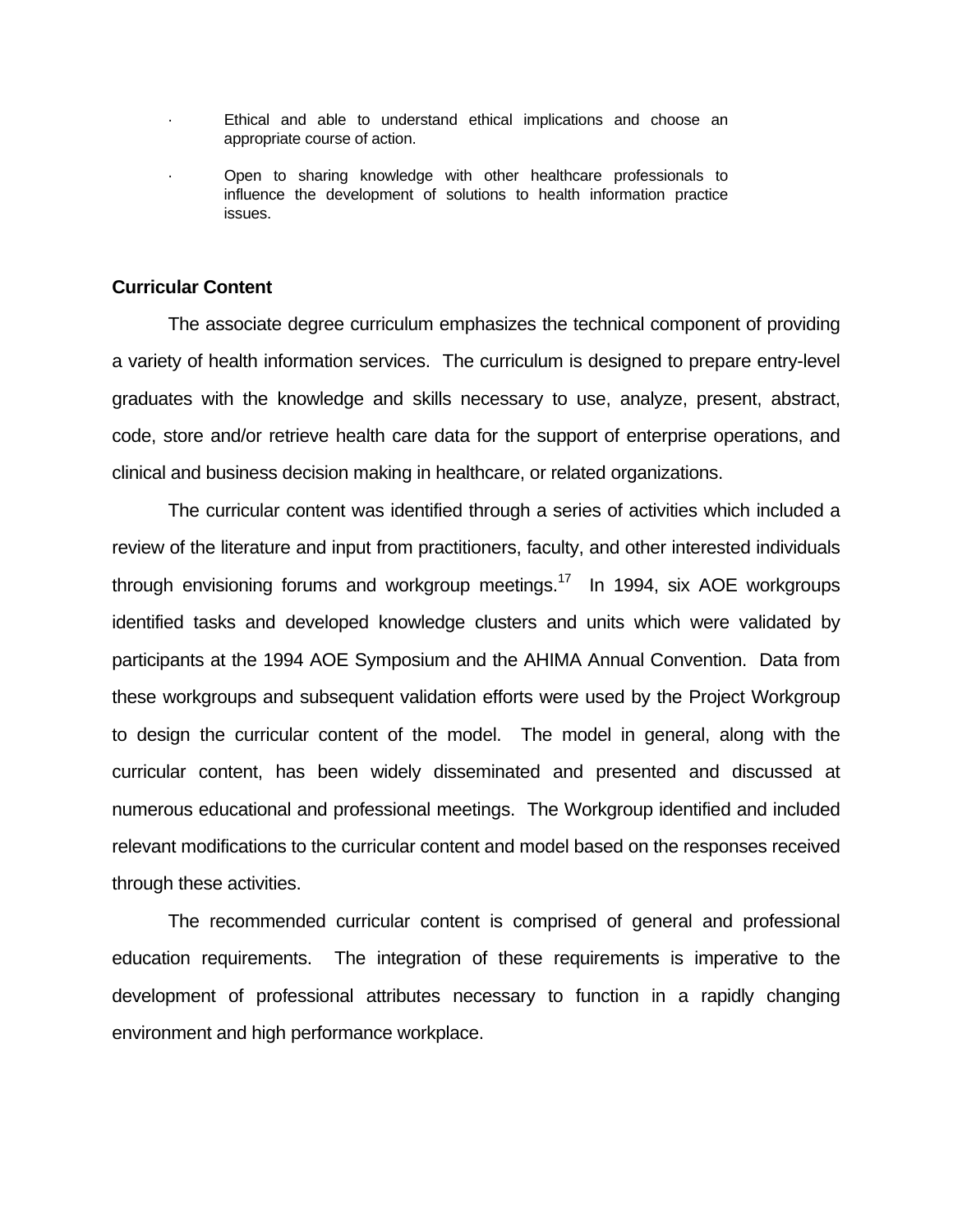- Ethical and able to understand ethical implications and choose an appropriate course of action.
- Open to sharing knowledge with other healthcare professionals to influence the development of solutions to health information practice issues.

**Curricular Content**

The associate degree curriculum emphasizes the technical component of providing a variety of health information services. The curriculum is designed to prepare entry-level graduates with the knowledge and skills necessary to use, analyze, present, abstract, code, store and/or retrieve health care data for the support of enterprise operations, and clinical and business decision making in healthcare, or related organizations.

The curricular content was identified through a series of activities which included a review of the literature and input from practitioners, faculty, and other interested individuals through envisioning forums and workgroup meetings.[17] In 1994, six AOE workgroups identified tasks and developed knowledge clusters and units which were validated by participants at the 1994 AOE Symposium and the AHIMA Annual Convention. Data from these workgroups and subsequent validation efforts were used by the Project Workgroup to design the curricular content of the model. The model in general, along with the curricular content, has been widely disseminated and presented and discussed at numerous educational and professional meetings. The Workgroup identified and included relevant modifications to the curricular content and model based on the responses received through these activities.

The recommended curricular content is comprised of general and professional education requirements. The integration of these requirements is imperative to the development of professional attributes necessary to function in a rapidly changing environment and high performance workplace.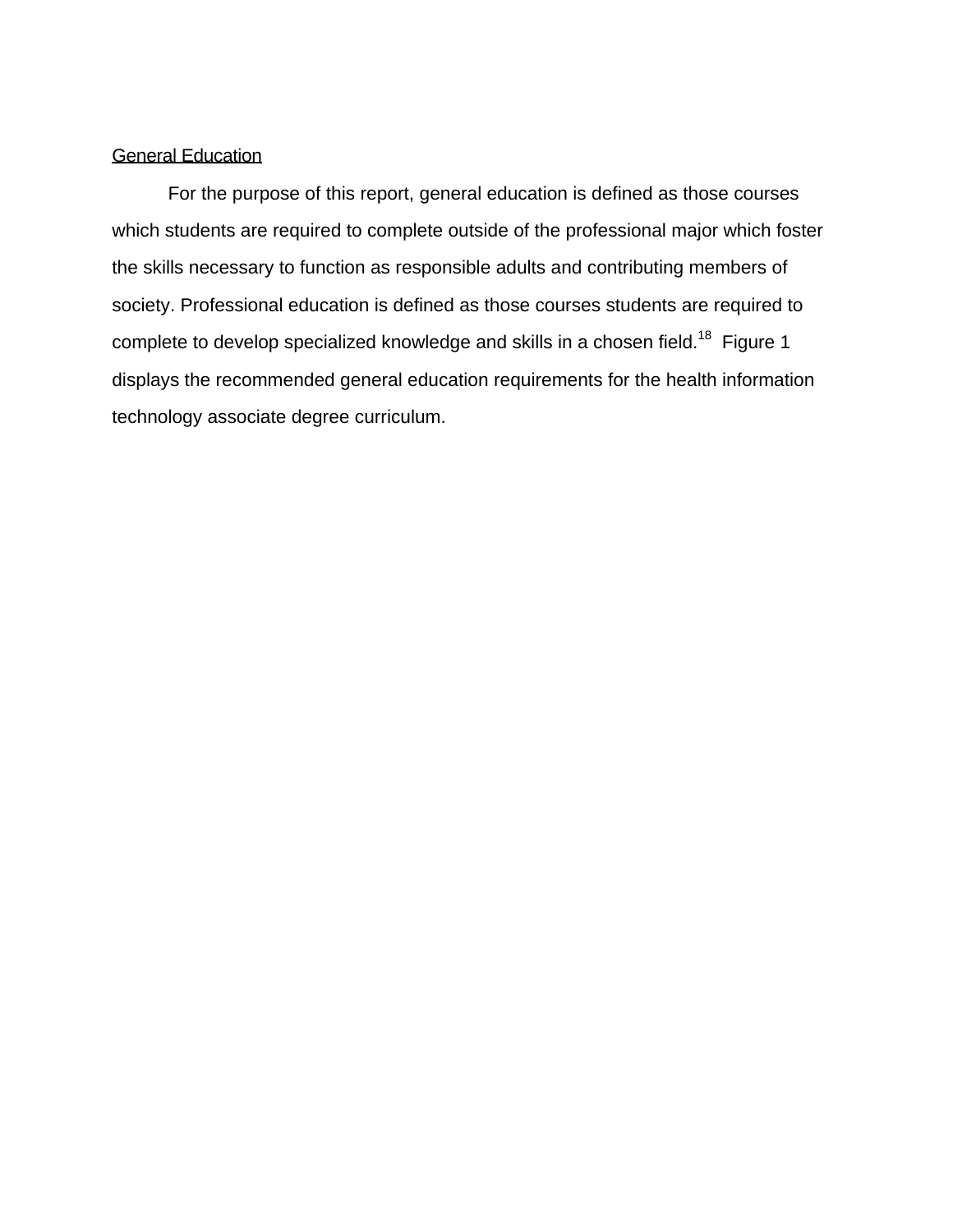## General Education

For the purpose of this report, general education is defined as those courses which students are required to complete outside of the professional major which foster the skills necessary to function as responsible adults and contributing members of society. Professional education is defined as those courses students are required to complete to develop specialized knowledge and skills in a chosen field.[18] Figure 1 displays the recommended general education requirements for the health information technology associate degree curriculum.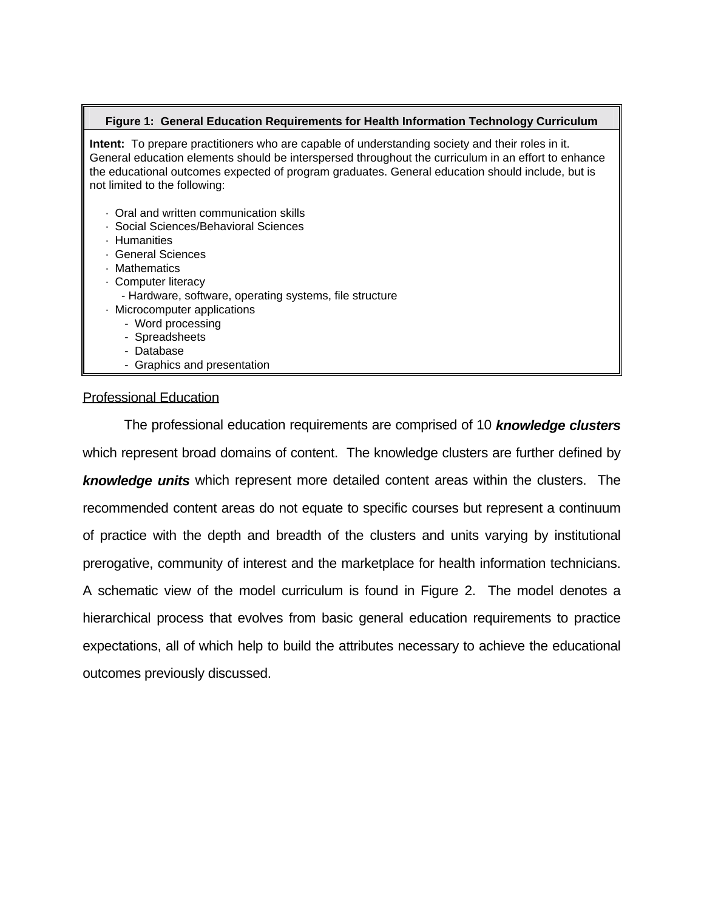**Figure 1: General Education Requirements for Health Information Technology Curriculum**

**Intent:** To prepare practitioners who are capable of understanding society and their roles in it. General education elements should be interspersed throughout the curriculum in an effort to enhance the educational outcomes expected of program graduates. General education should include, but is not limited to the following:

- Oral and written communication skills
- Social Sciences/Behavioral Sciences
- Humanities
- General Sciences
- Mathematics
- Computer literacy
  - Hardware, software, operating systems, file structure
- Microcomputer applications
  - Word processing
  - Spreadsheets
  - Database
  - Graphics and presentation

Professional Education

The professional education requirements are comprised of 10 ***knowledge clusters*** which represent broad domains of content. The knowledge clusters are further defined by ***knowledge units*** which represent more detailed content areas within the clusters. The recommended content areas do not equate to specific courses but represent a continuum of practice with the depth and breadth of the clusters and units varying by institutional prerogative, community of interest and the marketplace for health information technicians. A schematic view of the model curriculum is found in Figure 2. The model denotes a hierarchical process that evolves from basic general education requirements to practice expectations, all of which help to build the attributes necessary to achieve the educational outcomes previously discussed.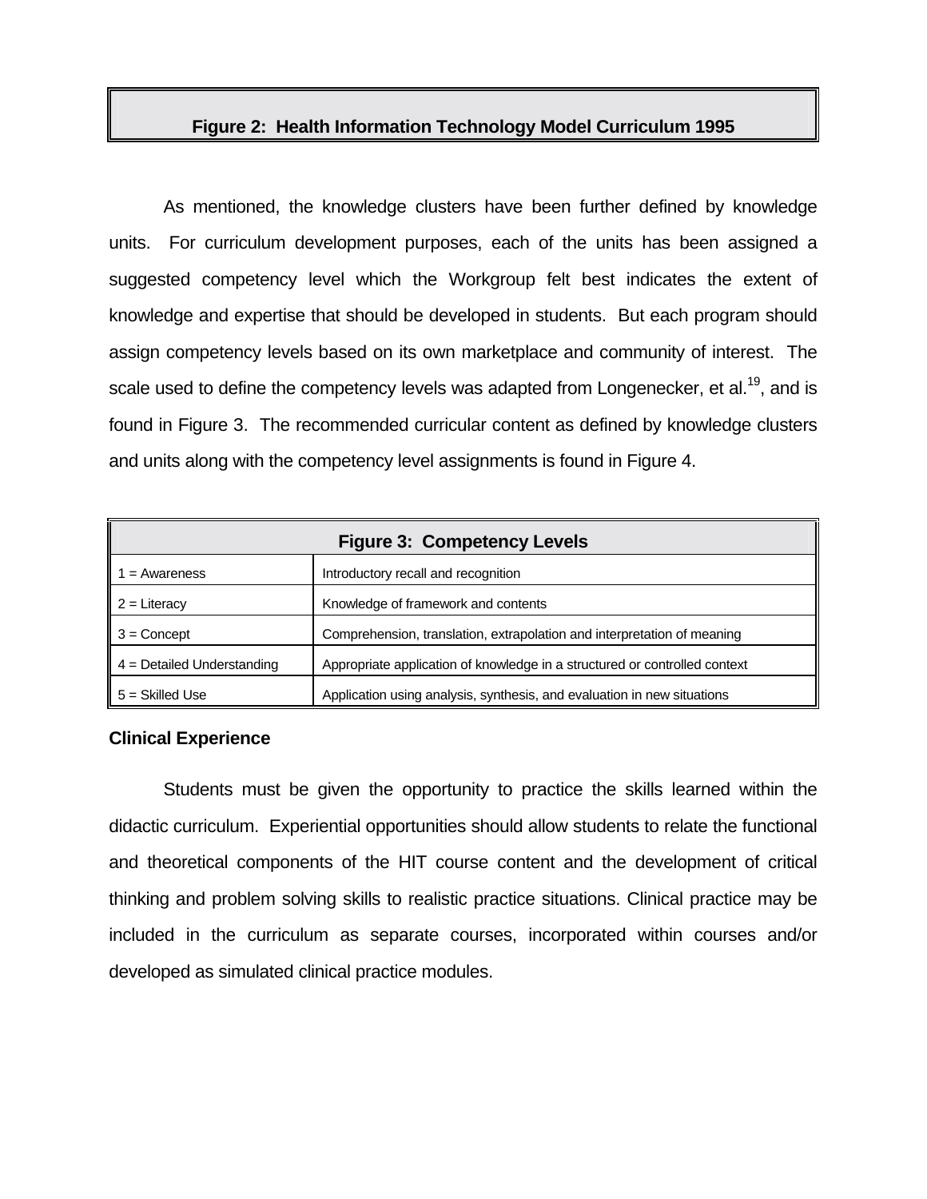**Figure 2: Health Information Technology Model Curriculum 1995**

As mentioned, the knowledge clusters have been further defined by knowledge units. For curriculum development purposes, each of the units has been assigned a suggested competency level which the Workgroup felt best indicates the extent of knowledge and expertise that should be developed in students. But each program should assign competency levels based on its own marketplace and community of interest. The scale used to define the competency levels was adapted from Longenecker, et al.[19], and is found in Figure 3. The recommended curricular content as defined by knowledge clusters and units along with the competency level assignments is found in Figure 4.

| Figure 3: Competency Levels | |
|---|---|
| 1 = Awareness | Introductory recall and recognition |
| 2 = Literacy | Knowledge of framework and contents |
| 3 = Concept | Comprehension, translation, extrapolation and interpretation of meaning |
| 4 = Detailed Understanding | Appropriate application of knowledge in a structured or controlled context |
| 5 = Skilled Use | Application using analysis, synthesis, and evaluation in new situations |

**Clinical Experience**

Students must be given the opportunity to practice the skills learned within the didactic curriculum. Experiential opportunities should allow students to relate the functional and theoretical components of the HIT course content and the development of critical thinking and problem solving skills to realistic practice situations. Clinical practice may be included in the curriculum as separate courses, incorporated within courses and/or developed as simulated clinical practice modules.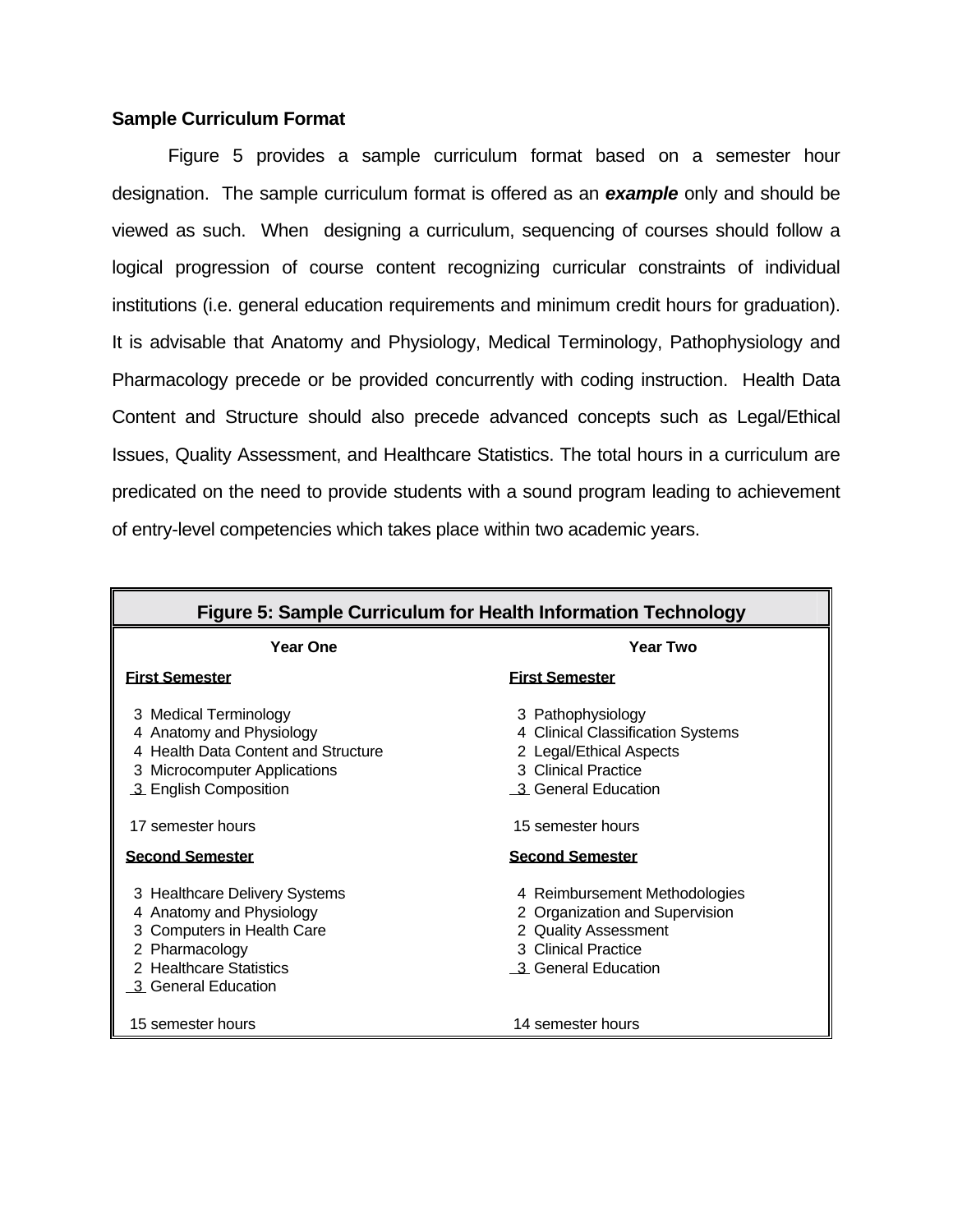### Sample Curriculum Format

Figure 5 provides a sample curriculum format based on a semester hour designation. The sample curriculum format is offered as an ***example*** only and should be viewed as such. When designing a curriculum, sequencing of courses should follow a logical progression of course content recognizing curricular constraints of individual institutions (i.e. general education requirements and minimum credit hours for graduation). It is advisable that Anatomy and Physiology, Medical Terminology, Pathophysiology and Pharmacology precede or be provided concurrently with coding instruction. Health Data Content and Structure should also precede advanced concepts such as Legal/Ethical Issues, Quality Assessment, and Healthcare Statistics. The total hours in a curriculum are predicated on the need to provide students with a sound program leading to achievement of entry-level competencies which takes place within two academic years.

**Figure 5: Sample Curriculum for Health Information Technology**

| Year One | Year Two |
|---|---|
| **First Semester** | **First Semester** |
| 3 Medical Terminology | 3 Pathophysiology |
| 4 Anatomy and Physiology | 4 Clinical Classification Systems |
| 4 Health Data Content and Structure | 2 Legal/Ethical Aspects |
| 3 Microcomputer Applications | 3 Clinical Practice |
| 3 English Composition | 3 General Education |
| 17 semester hours | 15 semester hours |
| **Second Semester** | **Second Semester** |
| 3 Healthcare Delivery Systems | 4 Reimbursement Methodologies |
| 4 Anatomy and Physiology | 2 Organization and Supervision |
| 3 Computers in Health Care | 2 Quality Assessment |
| 2 Pharmacology | 3 Clinical Practice |
| 2 Healthcare Statistics | 3 General Education |
| 3 General Education | |
| 15 semester hours | 14 semester hours |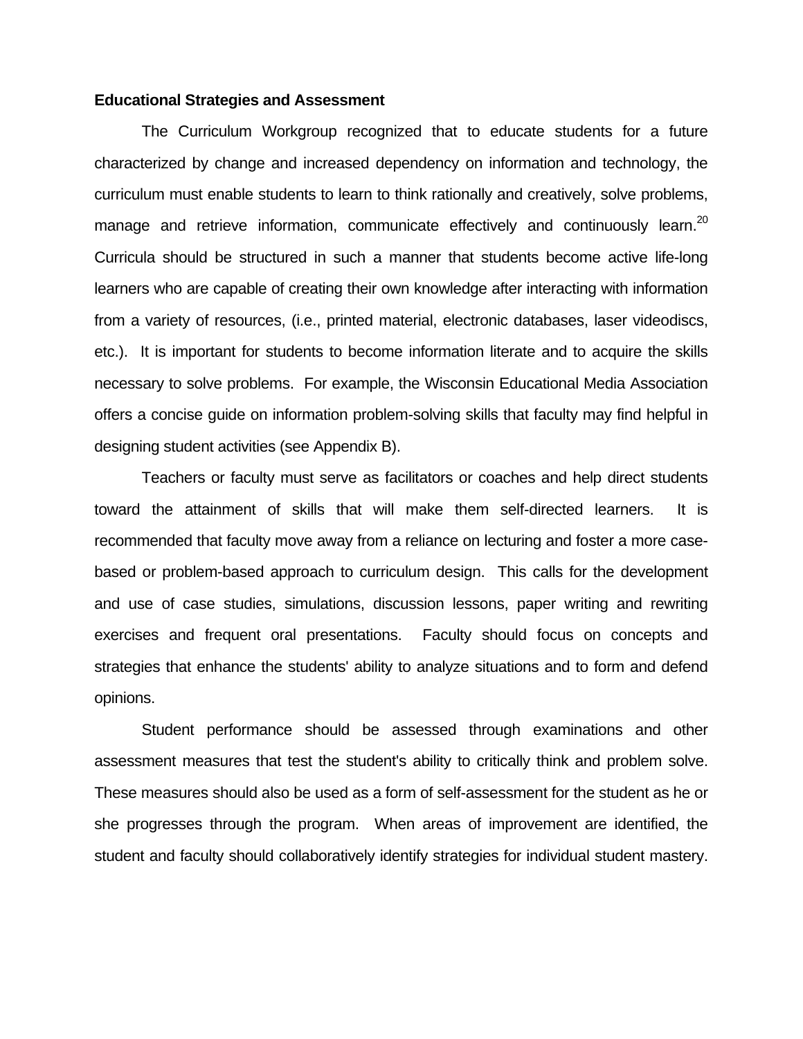**Educational Strategies and Assessment**

The Curriculum Workgroup recognized that to educate students for a future characterized by change and increased dependency on information and technology, the curriculum must enable students to learn to think rationally and creatively, solve problems, manage and retrieve information, communicate effectively and continuously learn.[20] Curricula should be structured in such a manner that students become active life-long learners who are capable of creating their own knowledge after interacting with information from a variety of resources, (i.e., printed material, electronic databases, laser videodiscs, etc.). It is important for students to become information literate and to acquire the skills necessary to solve problems. For example, the Wisconsin Educational Media Association offers a concise guide on information problem-solving skills that faculty may find helpful in designing student activities (see Appendix B).

Teachers or faculty must serve as facilitators or coaches and help direct students toward the attainment of skills that will make them self-directed learners. It is recommended that faculty move away from a reliance on lecturing and foster a more case-based or problem-based approach to curriculum design. This calls for the development and use of case studies, simulations, discussion lessons, paper writing and rewriting exercises and frequent oral presentations. Faculty should focus on concepts and strategies that enhance the students' ability to analyze situations and to form and defend opinions.

Student performance should be assessed through examinations and other assessment measures that test the student's ability to critically think and problem solve. These measures should also be used as a form of self-assessment for the student as he or she progresses through the program. When areas of improvement are identified, the student and faculty should collaboratively identify strategies for individual student mastery.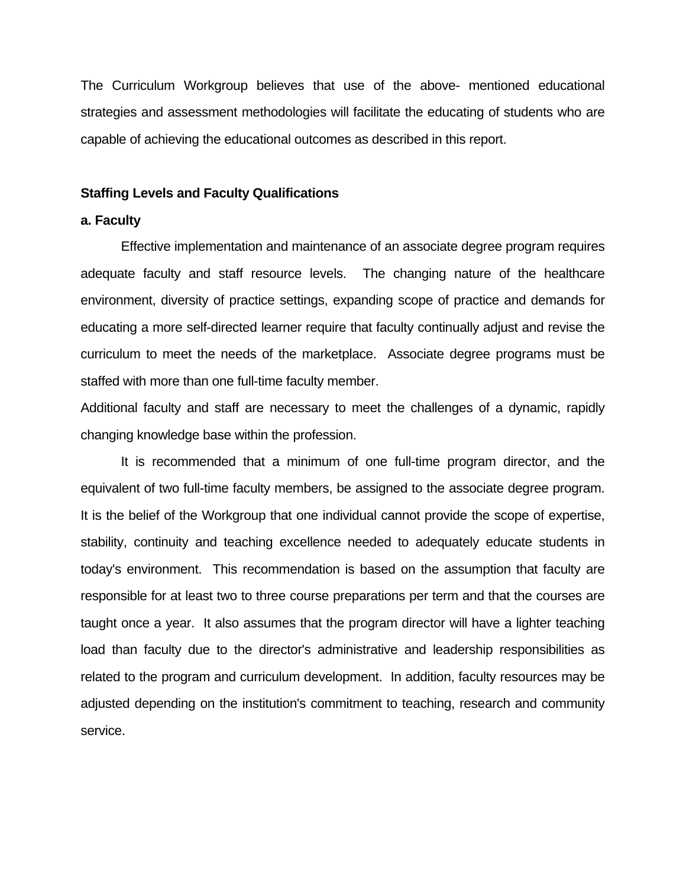The Curriculum Workgroup believes that use of the above- mentioned educational strategies and assessment methodologies will facilitate the educating of students who are capable of achieving the educational outcomes as described in this report.

**Staffing Levels and Faculty Qualifications**

**a. Faculty**

Effective implementation and maintenance of an associate degree program requires adequate faculty and staff resource levels. The changing nature of the healthcare environment, diversity of practice settings, expanding scope of practice and demands for educating a more self-directed learner require that faculty continually adjust and revise the curriculum to meet the needs of the marketplace. Associate degree programs must be staffed with more than one full-time faculty member.

Additional faculty and staff are necessary to meet the challenges of a dynamic, rapidly changing knowledge base within the profession.

It is recommended that a minimum of one full-time program director, and the equivalent of two full-time faculty members, be assigned to the associate degree program. It is the belief of the Workgroup that one individual cannot provide the scope of expertise, stability, continuity and teaching excellence needed to adequately educate students in today's environment. This recommendation is based on the assumption that faculty are responsible for at least two to three course preparations per term and that the courses are taught once a year. It also assumes that the program director will have a lighter teaching load than faculty due to the director's administrative and leadership responsibilities as related to the program and curriculum development. In addition, faculty resources may be adjusted depending on the institution's commitment to teaching, research and community service.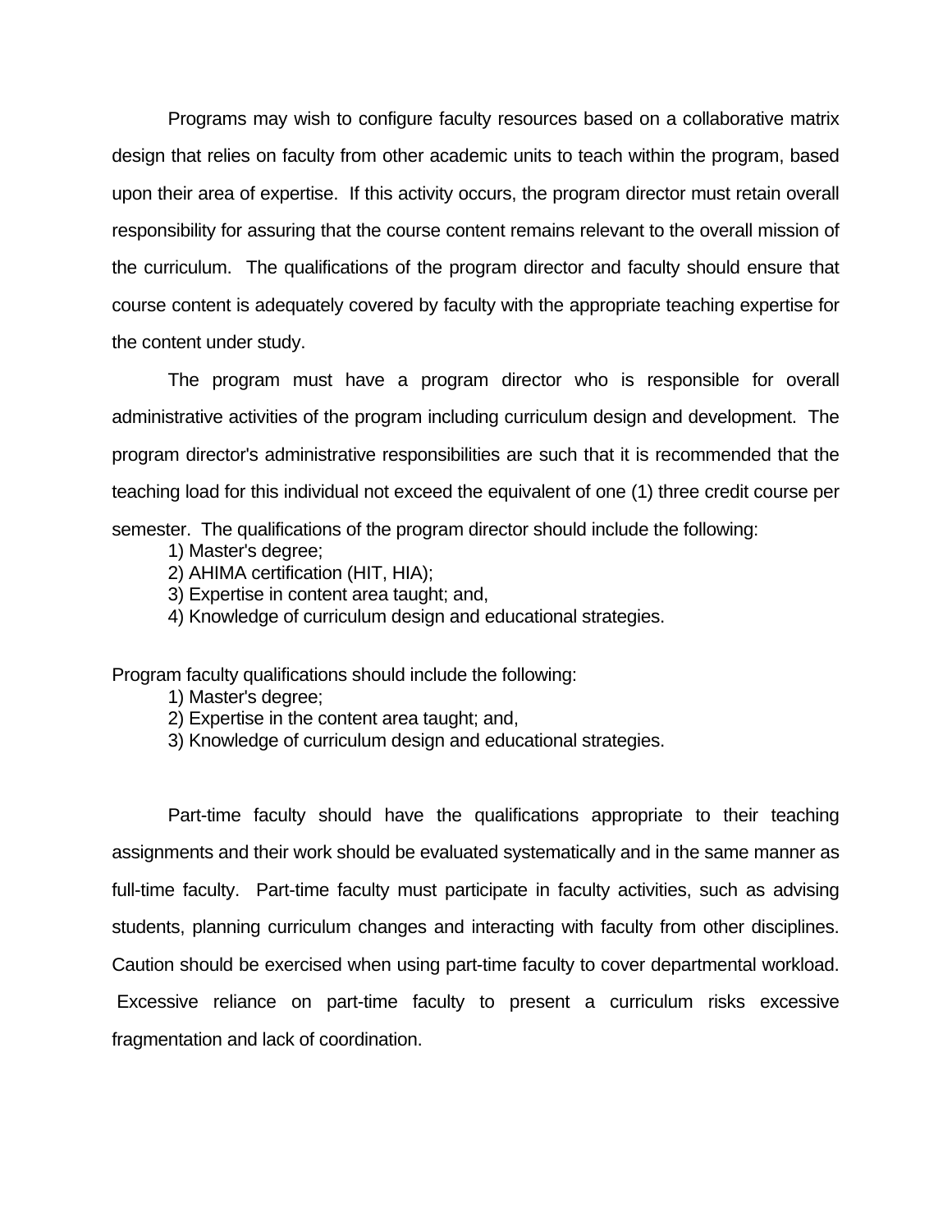Programs may wish to configure faculty resources based on a collaborative matrix design that relies on faculty from other academic units to teach within the program, based upon their area of expertise. If this activity occurs, the program director must retain overall responsibility for assuring that the course content remains relevant to the overall mission of the curriculum. The qualifications of the program director and faculty should ensure that course content is adequately covered by faculty with the appropriate teaching expertise for the content under study.

The program must have a program director who is responsible for overall administrative activities of the program including curriculum design and development. The program director's administrative responsibilities are such that it is recommended that the teaching load for this individual not exceed the equivalent of one (1) three credit course per semester. The qualifications of the program director should include the following:

1) Master's degree;
2) AHIMA certification (HIT, HIA);
3) Expertise in content area taught; and,
4) Knowledge of curriculum design and educational strategies.

Program faculty qualifications should include the following:

1) Master's degree;
2) Expertise in the content area taught; and,
3) Knowledge of curriculum design and educational strategies.

Part-time faculty should have the qualifications appropriate to their teaching assignments and their work should be evaluated systematically and in the same manner as full-time faculty. Part-time faculty must participate in faculty activities, such as advising students, planning curriculum changes and interacting with faculty from other disciplines. Caution should be exercised when using part-time faculty to cover departmental workload. Excessive reliance on part-time faculty to present a curriculum risks excessive fragmentation and lack of coordination.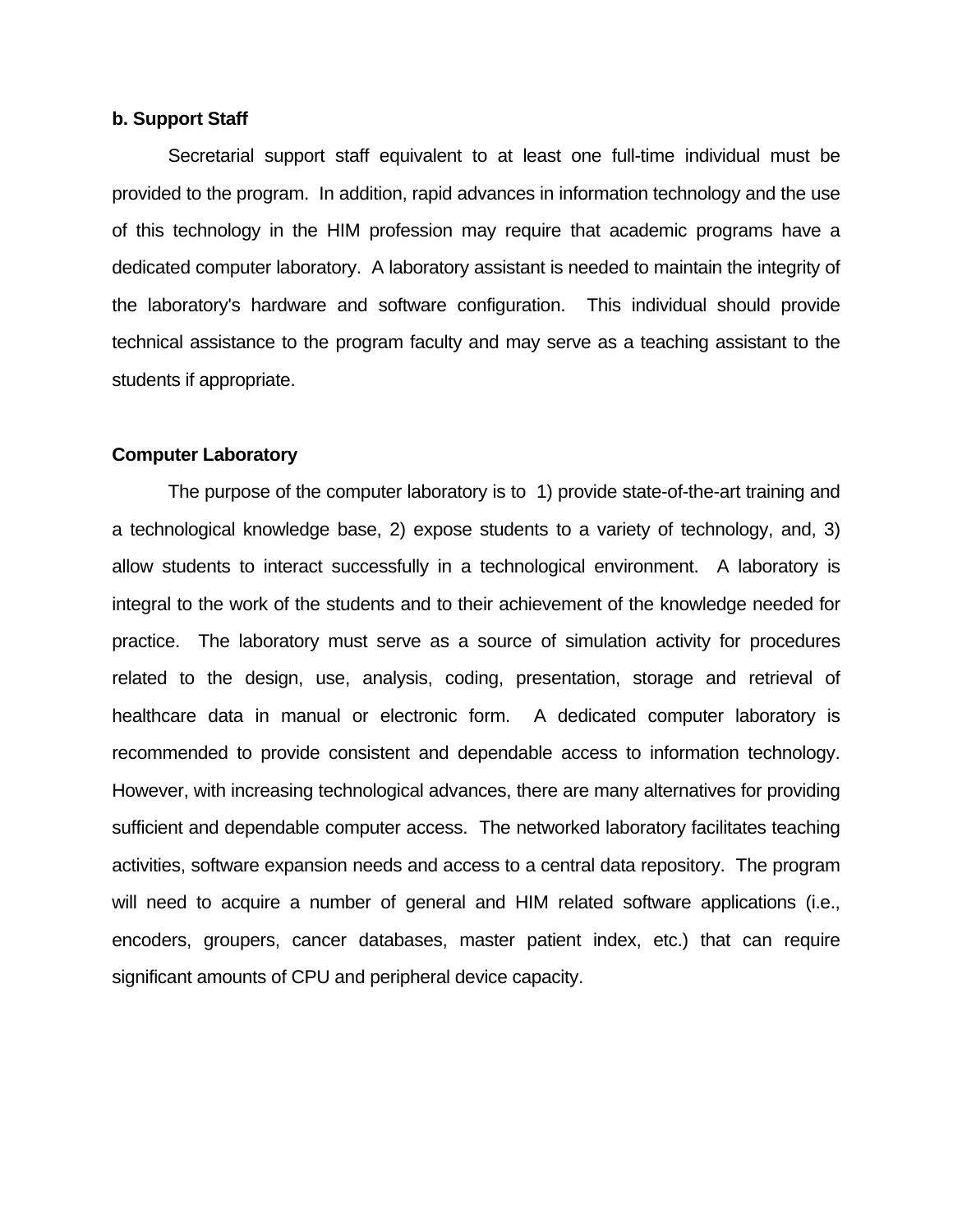**b. Support Staff**

Secretarial support staff equivalent to at least one full-time individual must be provided to the program. In addition, rapid advances in information technology and the use of this technology in the HIM profession may require that academic programs have a dedicated computer laboratory. A laboratory assistant is needed to maintain the integrity of the laboratory's hardware and software configuration. This individual should provide technical assistance to the program faculty and may serve as a teaching assistant to the students if appropriate.

**Computer Laboratory**

The purpose of the computer laboratory is to 1) provide state-of-the-art training and a technological knowledge base, 2) expose students to a variety of technology, and, 3) allow students to interact successfully in a technological environment. A laboratory is integral to the work of the students and to their achievement of the knowledge needed for practice. The laboratory must serve as a source of simulation activity for procedures related to the design, use, analysis, coding, presentation, storage and retrieval of healthcare data in manual or electronic form. A dedicated computer laboratory is recommended to provide consistent and dependable access to information technology. However, with increasing technological advances, there are many alternatives for providing sufficient and dependable computer access. The networked laboratory facilitates teaching activities, software expansion needs and access to a central data repository. The program will need to acquire a number of general and HIM related software applications (i.e., encoders, groupers, cancer databases, master patient index, etc.) that can require significant amounts of CPU and peripheral device capacity.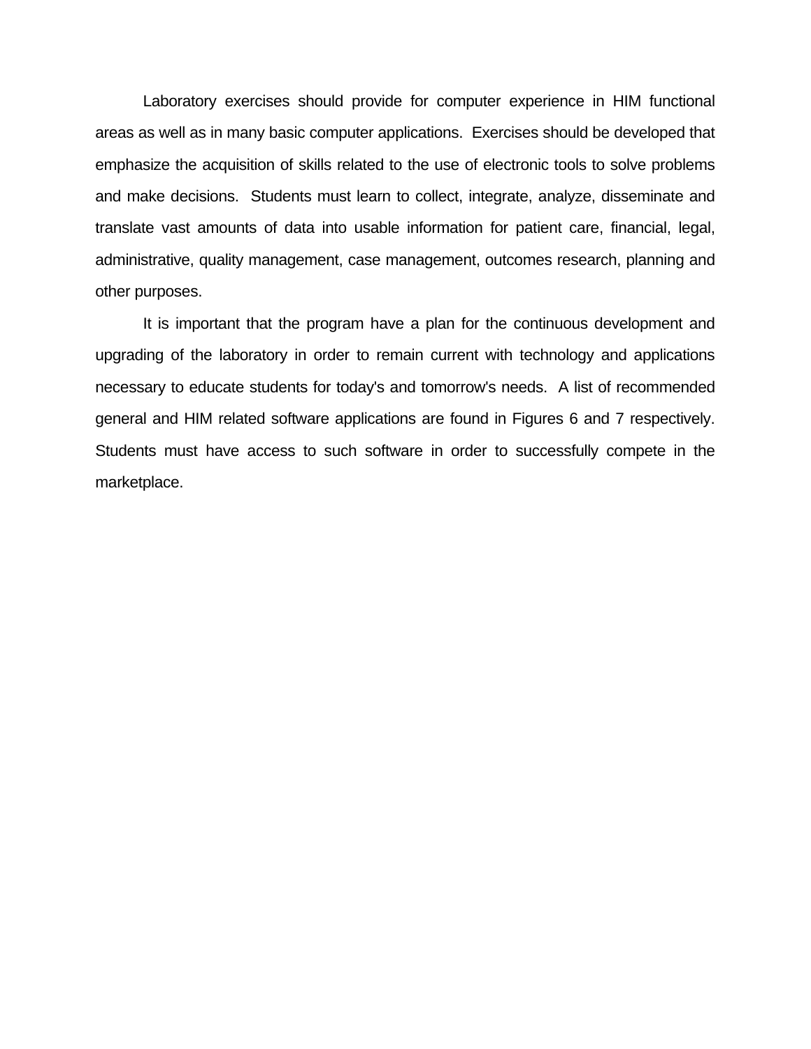Laboratory exercises should provide for computer experience in HIM functional areas as well as in many basic computer applications.  Exercises should be developed that emphasize the acquisition of skills related to the use of electronic tools to solve problems and make decisions.  Students must learn to collect, integrate, analyze, disseminate and translate vast amounts of data into usable information for patient care, financial, legal, administrative, quality management, case management, outcomes research, planning and other purposes.

It is important that the program have a plan for the continuous development and upgrading of the laboratory in order to remain current with technology and applications necessary to educate students for today's and tomorrow's needs.  A list of recommended general and HIM related software applications are found in Figures 6 and 7 respectively. Students must have access to such software in order to successfully compete in the marketplace.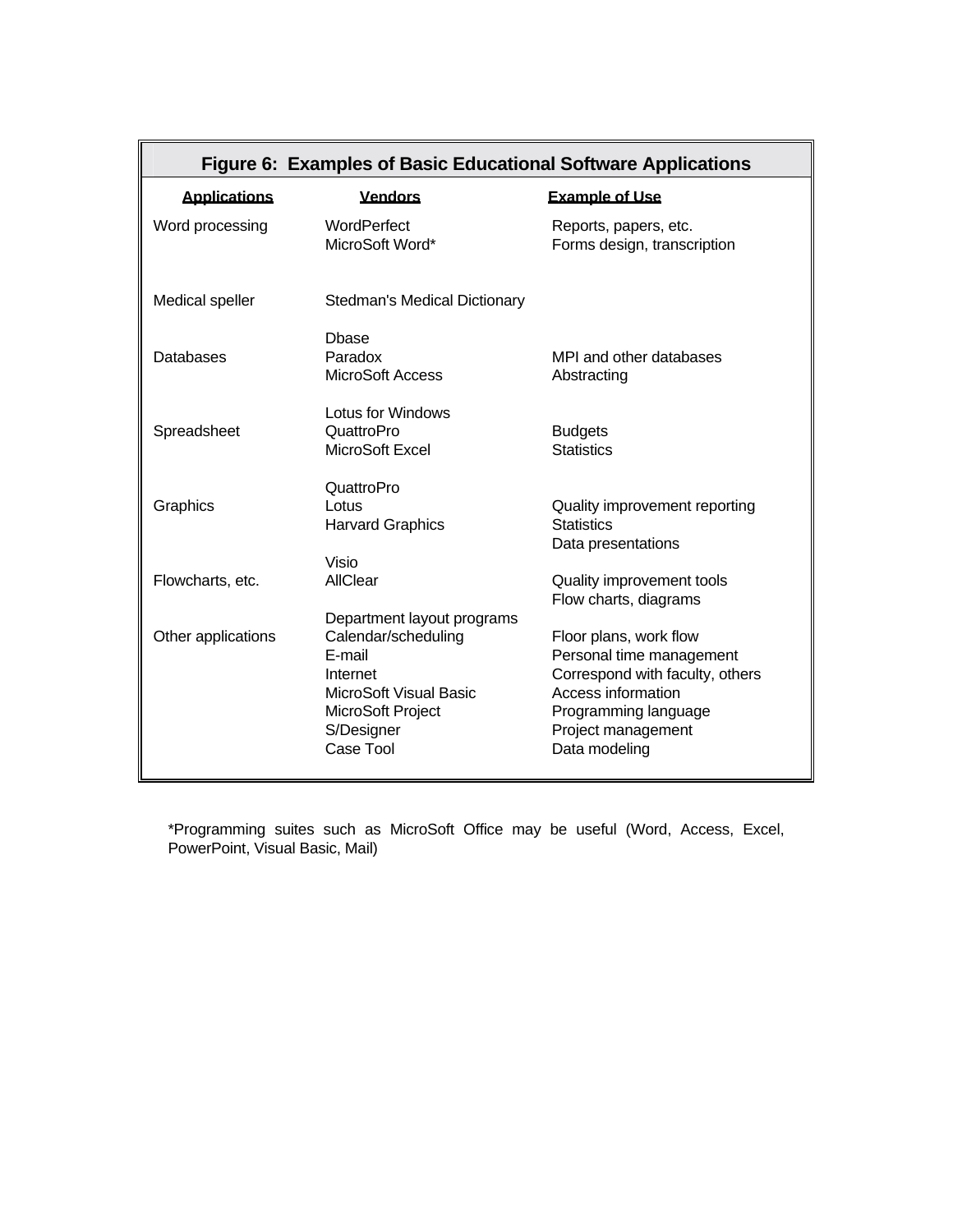**Figure 6: Examples of Basic Educational Software Applications**

| Applications | Vendors | Example of Use |
|---|---|---|
| Word processing | WordPerfect<br>MicroSoft Word* | Reports, papers, etc.<br>Forms design, transcription |
| Medical speller | Stedman's Medical Dictionary | |
| Databases | Dbase<br>Paradox<br>MicroSoft Access | MPI and other databases<br>Abstracting |
| Spreadsheet | Lotus for Windows<br>QuattroPro<br>MicroSoft Excel | Budgets<br>Statistics |
| Graphics | QuattroPro<br>Lotus<br>Harvard Graphics | Quality improvement reporting<br>Statistics<br>Data presentations |
| Flowcharts, etc. | Visio<br>AllClear | Quality improvement tools<br>Flow charts, diagrams |
| Other applications | Department layout programs<br>Calendar/scheduling<br>E-mail<br>Internet<br>MicroSoft Visual Basic<br>MicroSoft Project<br>S/Designer<br>Case Tool | Floor plans, work flow<br>Personal time management<br>Correspond with faculty, others<br>Access information<br>Programming language<br>Project management<br>Data modeling |

*Programming suites such as MicroSoft Office may be useful (Word, Access, Excel, PowerPoint, Visual Basic, Mail)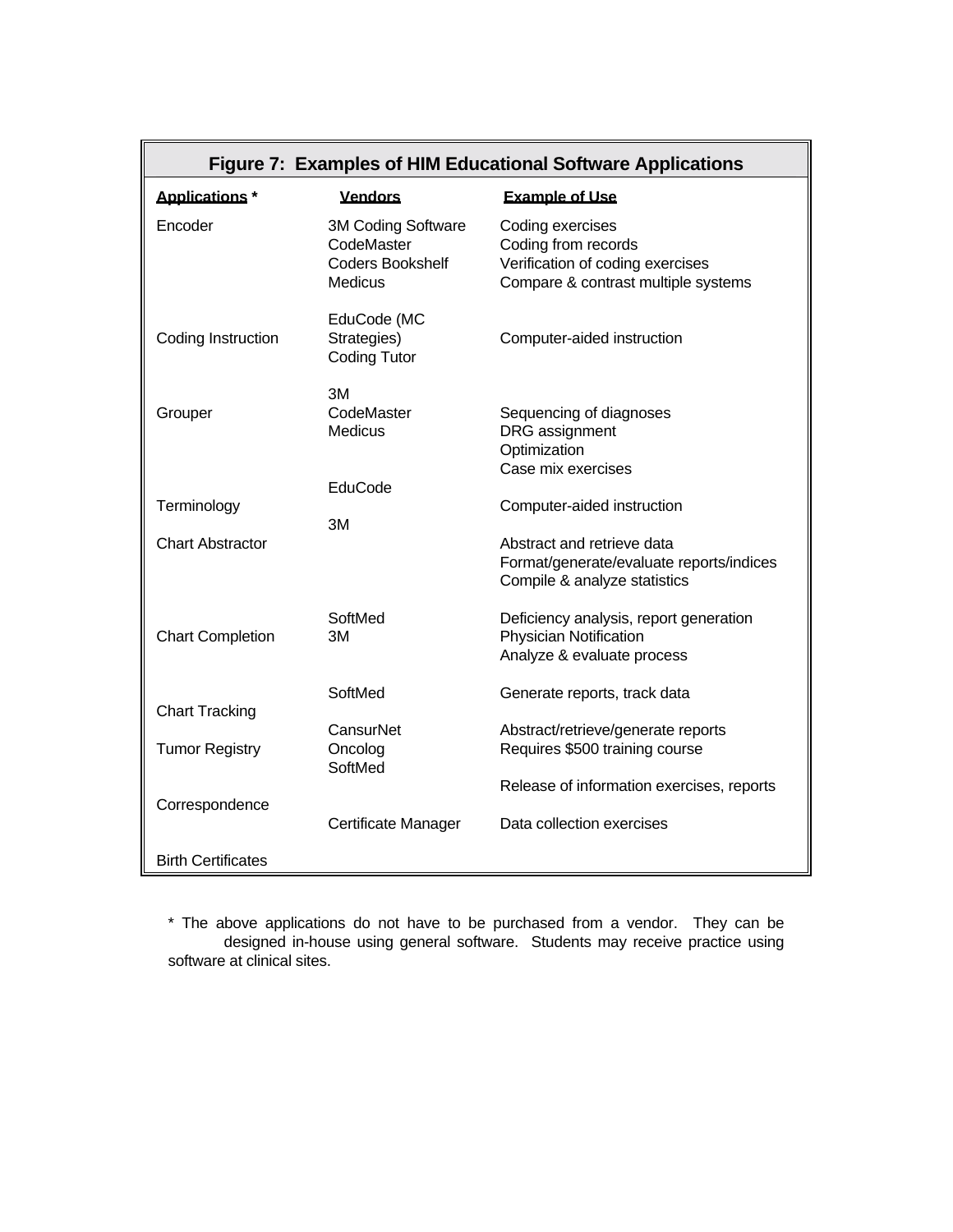**Figure 7: Examples of HIM Educational Software Applications**

| Applications * | Vendors | Example of Use |
|---|---|---|
| Encoder | 3M Coding Software<br>CodeMaster<br>Coders Bookshelf<br>Medicus | Coding exercises<br>Coding from records<br>Verification of coding exercises<br>Compare & contrast multiple systems |
| Coding Instruction | EduCode (MC Strategies)<br>Coding Tutor | Computer-aided instruction |
| Grouper | 3M<br>CodeMaster<br>Medicus | Sequencing of diagnoses<br>DRG assignment<br>Optimization<br>Case mix exercises |
| Terminology | EduCode | Computer-aided instruction |
| Chart Abstractor | 3M | Abstract and retrieve data<br>Format/generate/evaluate reports/indices<br>Compile & analyze statistics |
| Chart Completion | SoftMed<br>3M | Deficiency analysis, report generation<br>Physician Notification<br>Analyze & evaluate process |
| Chart Tracking | SoftMed | Generate reports, track data |
| Tumor Registry | CansurNet<br>Oncolog<br>SoftMed | Abstract/retrieve/generate reports<br>Requires $500 training course |
| Correspondence | | Release of information exercises, reports |
| Birth Certificates | Certificate Manager | Data collection exercises |

* The above applications do not have to be purchased from a vendor. They can be designed in-house using general software. Students may receive practice using software at clinical sites.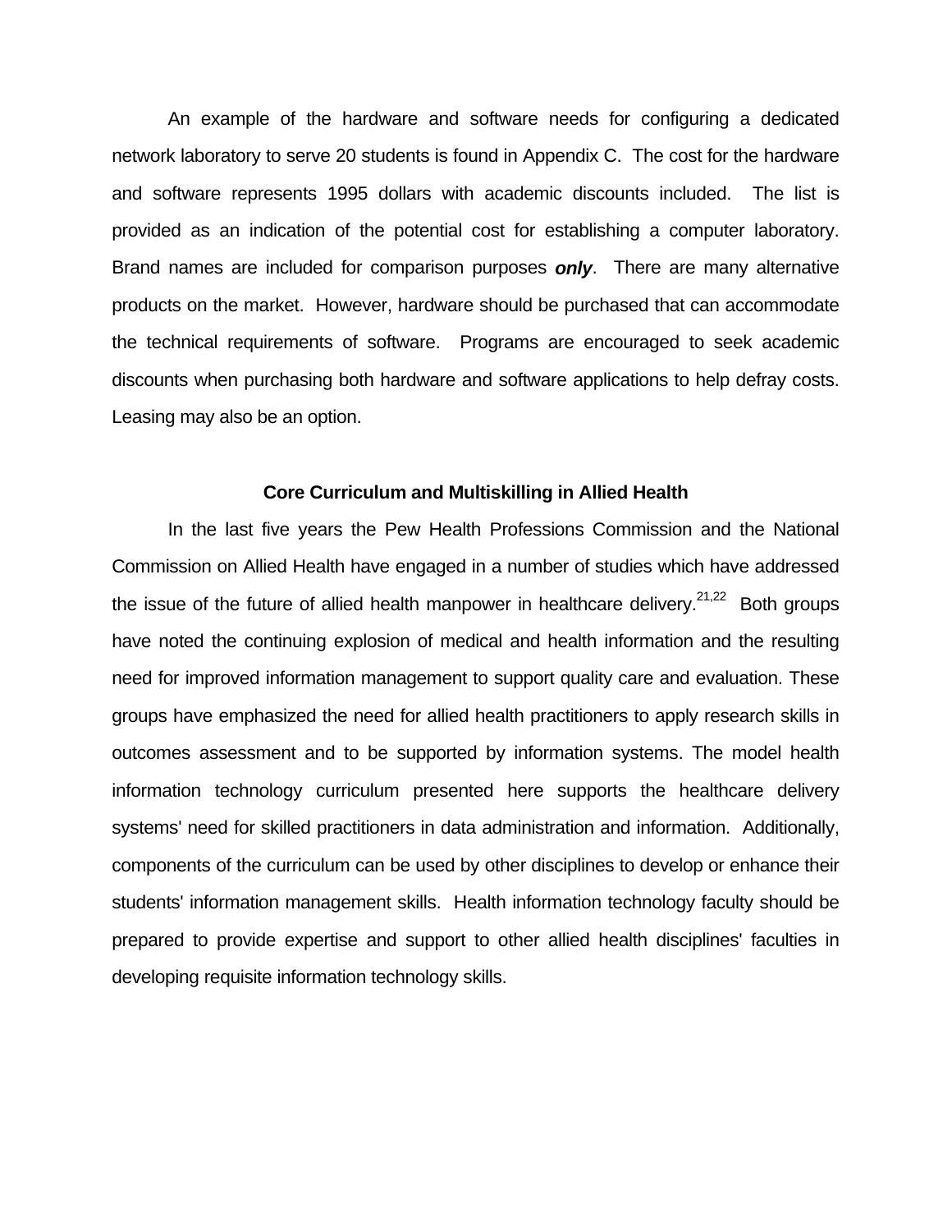An example of the hardware and software needs for configuring a dedicated network laboratory to serve 20 students is found in Appendix C. The cost for the hardware and software represents 1995 dollars with academic discounts included. The list is provided as an indication of the potential cost for establishing a computer laboratory. Brand names are included for comparison purposes ***only***. There are many alternative products on the market. However, hardware should be purchased that can accommodate the technical requirements of software. Programs are encouraged to seek academic discounts when purchasing both hardware and software applications to help defray costs. Leasing may also be an option.

### Core Curriculum and Multiskilling in Allied Health

In the last five years the Pew Health Professions Commission and the National Commission on Allied Health have engaged in a number of studies which have addressed the issue of the future of allied health manpower in healthcare delivery.[21,22] Both groups have noted the continuing explosion of medical and health information and the resulting need for improved information management to support quality care and evaluation. These groups have emphasized the need for allied health practitioners to apply research skills in outcomes assessment and to be supported by information systems. The model health information technology curriculum presented here supports the healthcare delivery systems' need for skilled practitioners in data administration and information. Additionally, components of the curriculum can be used by other disciplines to develop or enhance their students' information management skills. Health information technology faculty should be prepared to provide expertise and support to other allied health disciplines' faculties in developing requisite information technology skills.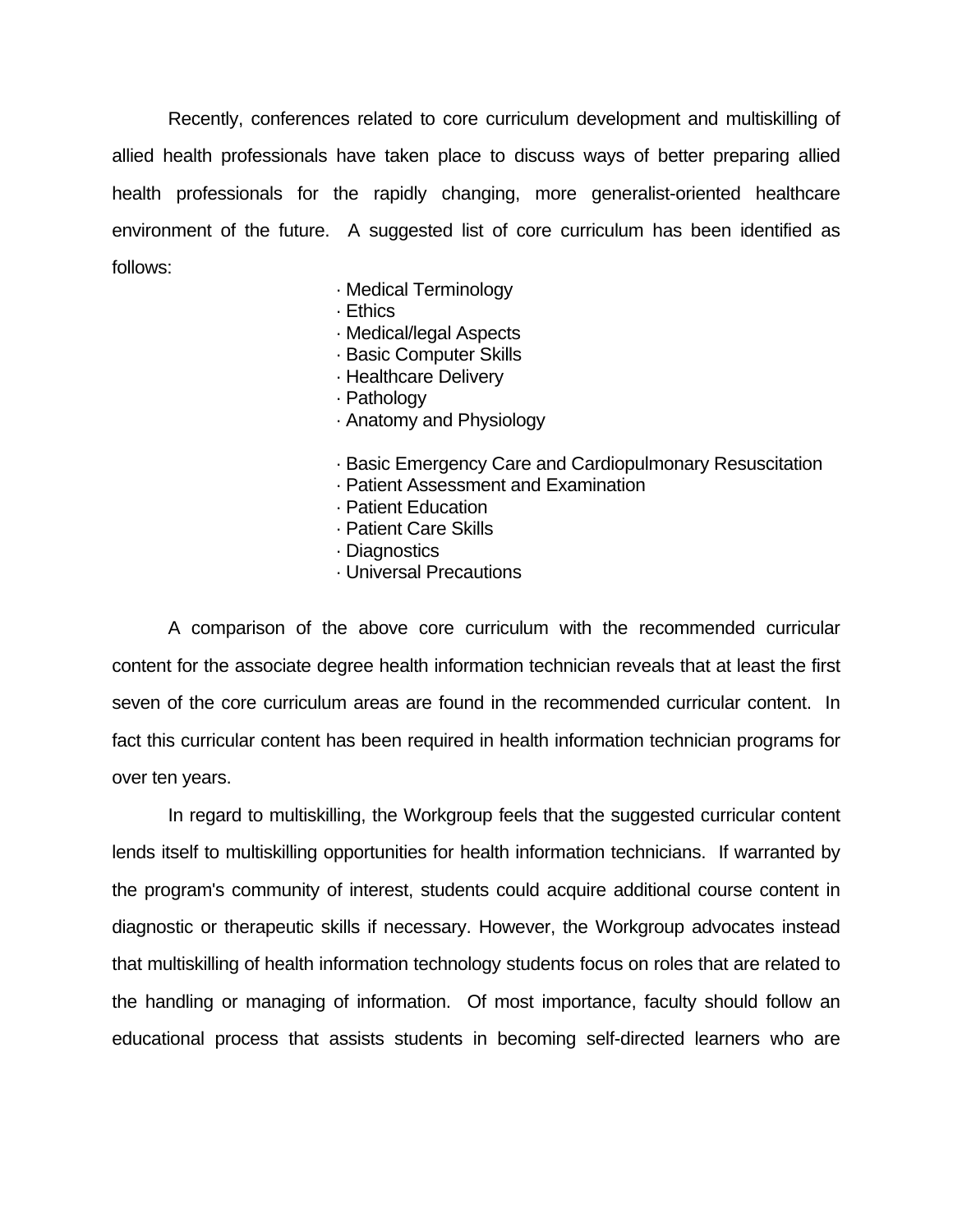Recently, conferences related to core curriculum development and multiskilling of allied health professionals have taken place to discuss ways of better preparing allied health professionals for the rapidly changing, more generalist-oriented healthcare environment of the future. A suggested list of core curriculum has been identified as follows:

- Medical Terminology
- Ethics
- Medical/legal Aspects
- Basic Computer Skills
- Healthcare Delivery
- Pathology
- Anatomy and Physiology

- Basic Emergency Care and Cardiopulmonary Resuscitation
- Patient Assessment and Examination
- Patient Education
- Patient Care Skills
- Diagnostics
- Universal Precautions

A comparison of the above core curriculum with the recommended curricular content for the associate degree health information technician reveals that at least the first seven of the core curriculum areas are found in the recommended curricular content. In fact this curricular content has been required in health information technician programs for over ten years.

In regard to multiskilling, the Workgroup feels that the suggested curricular content lends itself to multiskilling opportunities for health information technicians. If warranted by the program's community of interest, students could acquire additional course content in diagnostic or therapeutic skills if necessary. However, the Workgroup advocates instead that multiskilling of health information technology students focus on roles that are related to the handling or managing of information. Of most importance, faculty should follow an educational process that assists students in becoming self-directed learners who are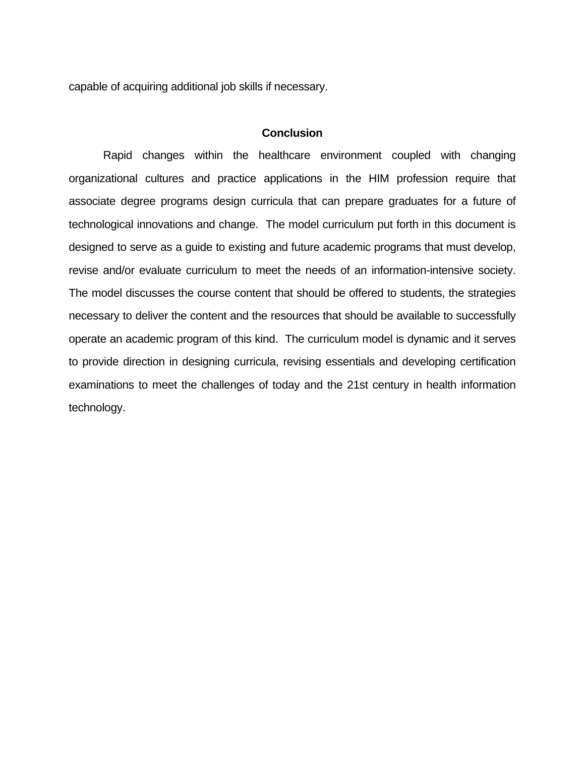capable of acquiring additional job skills if necessary.

## Conclusion

Rapid changes within the healthcare environment coupled with changing organizational cultures and practice applications in the HIM profession require that associate degree programs design curricula that can prepare graduates for a future of technological innovations and change. The model curriculum put forth in this document is designed to serve as a guide to existing and future academic programs that must develop, revise and/or evaluate curriculum to meet the needs of an information-intensive society. The model discusses the course content that should be offered to students, the strategies necessary to deliver the content and the resources that should be available to successfully operate an academic program of this kind. The curriculum model is dynamic and it serves to provide direction in designing curricula, revising essentials and developing certification examinations to meet the challenges of today and the 21st century in health information technology.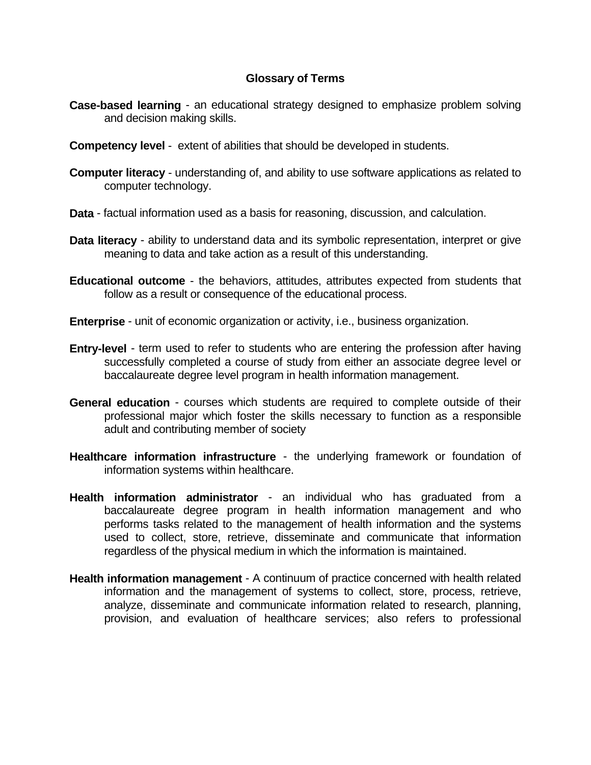## Glossary of Terms

**Case-based learning** - an educational strategy designed to emphasize problem solving and decision making skills.

**Competency level** - extent of abilities that should be developed in students.

**Computer literacy** - understanding of, and ability to use software applications as related to computer technology.

**Data** - factual information used as a basis for reasoning, discussion, and calculation.

**Data literacy** - ability to understand data and its symbolic representation, interpret or give meaning to data and take action as a result of this understanding.

**Educational outcome** - the behaviors, attitudes, attributes expected from students that follow as a result or consequence of the educational process.

**Enterprise** - unit of economic organization or activity, i.e., business organization.

**Entry-level** - term used to refer to students who are entering the profession after having successfully completed a course of study from either an associate degree level or baccalaureate degree level program in health information management.

**General education** - courses which students are required to complete outside of their professional major which foster the skills necessary to function as a responsible adult and contributing member of society

**Healthcare information infrastructure** - the underlying framework or foundation of information systems within healthcare.

**Health information administrator** - an individual who has graduated from a baccalaureate degree program in health information management and who performs tasks related to the management of health information and the systems used to collect, store, retrieve, disseminate and communicate that information regardless of the physical medium in which the information is maintained.

**Health information management** - A continuum of practice concerned with health related information and the management of systems to collect, store, process, retrieve, analyze, disseminate and communicate information related to research, planning, provision, and evaluation of healthcare services; also refers to professional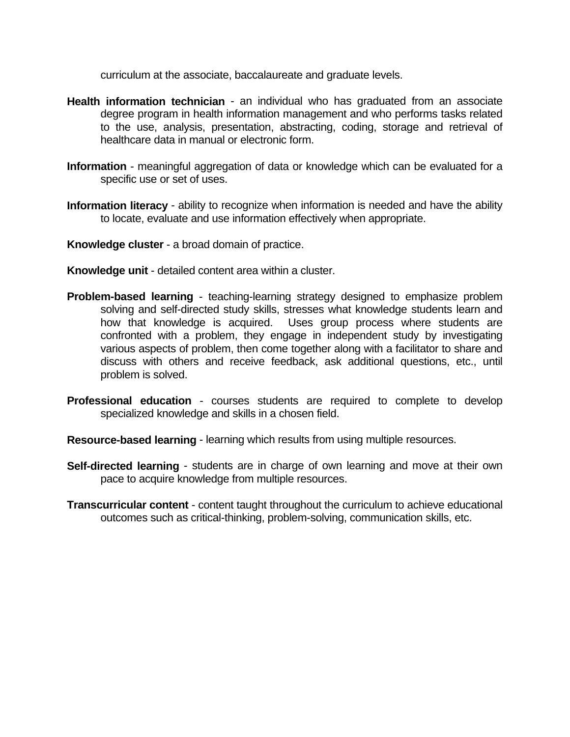curriculum at the associate, baccalaureate and graduate levels.

**Health information technician** - an individual who has graduated from an associate degree program in health information management and who performs tasks related to the use, analysis, presentation, abstracting, coding, storage and retrieval of healthcare data in manual or electronic form.

**Information** - meaningful aggregation of data or knowledge which can be evaluated for a specific use or set of uses.

**Information literacy** - ability to recognize when information is needed and have the ability to locate, evaluate and use information effectively when appropriate.

**Knowledge cluster** - a broad domain of practice.

**Knowledge unit** - detailed content area within a cluster.

**Problem-based learning** - teaching-learning strategy designed to emphasize problem solving and self-directed study skills, stresses what knowledge students learn and how that knowledge is acquired. Uses group process where students are confronted with a problem, they engage in independent study by investigating various aspects of problem, then come together along with a facilitator to share and discuss with others and receive feedback, ask additional questions, etc., until problem is solved.

**Professional education** - courses students are required to complete to develop specialized knowledge and skills in a chosen field.

**Resource-based learning** - learning which results from using multiple resources.

**Self-directed learning** - students are in charge of own learning and move at their own pace to acquire knowledge from multiple resources.

**Transcurricular content** - content taught throughout the curriculum to achieve educational outcomes such as critical-thinking, problem-solving, communication skills, etc.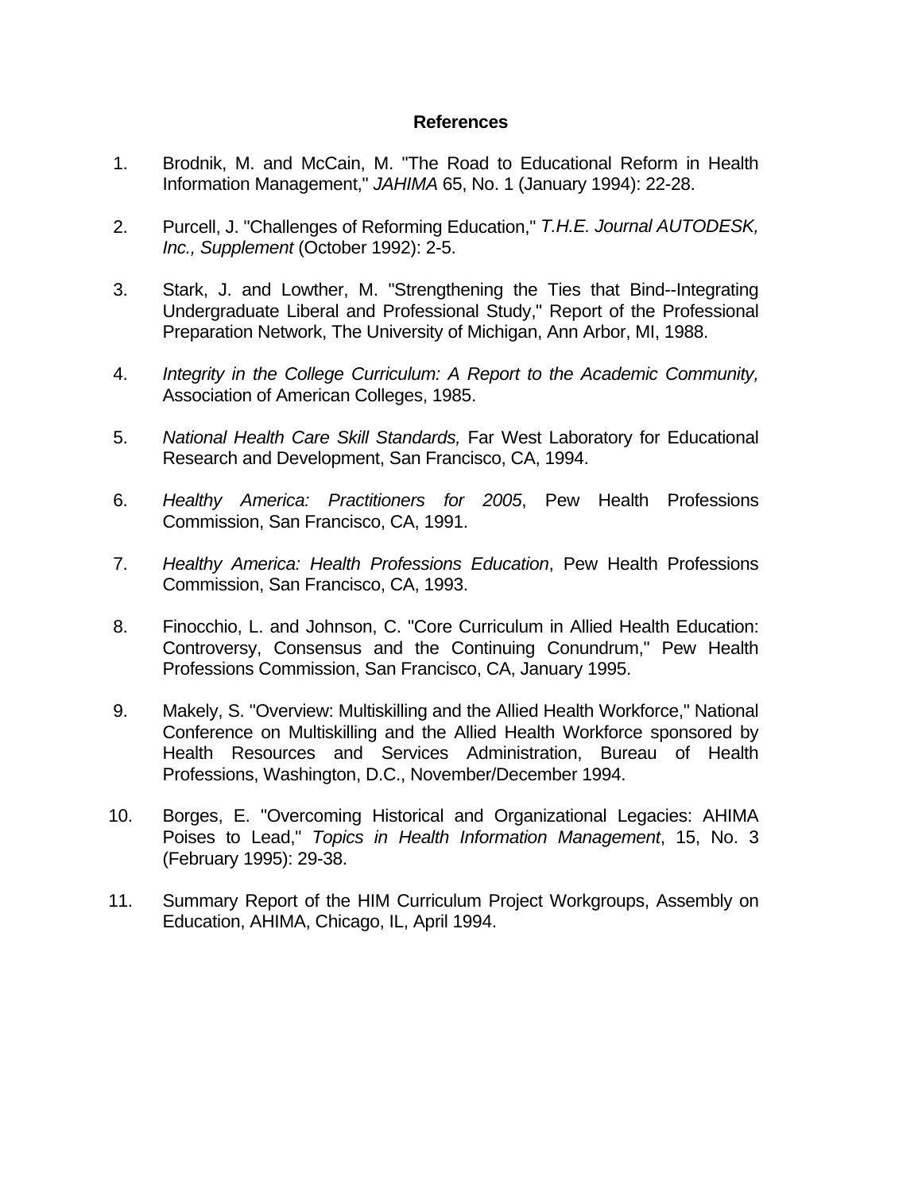## References

1. Brodnik, M. and McCain, M. "The Road to Educational Reform in Health Information Management," *JAHIMA* 65, No. 1 (January 1994): 22-28.

2. Purcell, J. "Challenges of Reforming Education," *T.H.E. Journal AUTODESK, Inc., Supplement* (October 1992): 2-5.

3. Stark, J. and Lowther, M. "Strengthening the Ties that Bind--Integrating Undergraduate Liberal and Professional Study," Report of the Professional Preparation Network, The University of Michigan, Ann Arbor, MI, 1988.

4. *Integrity in the College Curriculum: A Report to the Academic Community,* Association of American Colleges, 1985.

5. *National Health Care Skill Standards,* Far West Laboratory for Educational Research and Development, San Francisco, CA, 1994.

6. *Healthy America: Practitioners for 2005*, Pew Health Professions Commission, San Francisco, CA, 1991.

7. *Healthy America: Health Professions Education*, Pew Health Professions Commission, San Francisco, CA, 1993.

8. Finocchio, L. and Johnson, C. "Core Curriculum in Allied Health Education: Controversy, Consensus and the Continuing Conundrum," Pew Health Professions Commission, San Francisco, CA, January 1995.

9. Makely, S. "Overview: Multiskilling and the Allied Health Workforce," National Conference on Multiskilling and the Allied Health Workforce sponsored by Health Resources and Services Administration, Bureau of Health Professions, Washington, D.C., November/December 1994.

10. Borges, E. "Overcoming Historical and Organizational Legacies: AHIMA Poises to Lead," *Topics in Health Information Management*, 15, No. 3 (February 1995): 29-38.

11. Summary Report of the HIM Curriculum Project Workgroups, Assembly on Education, AHIMA, Chicago, IL, April 1994.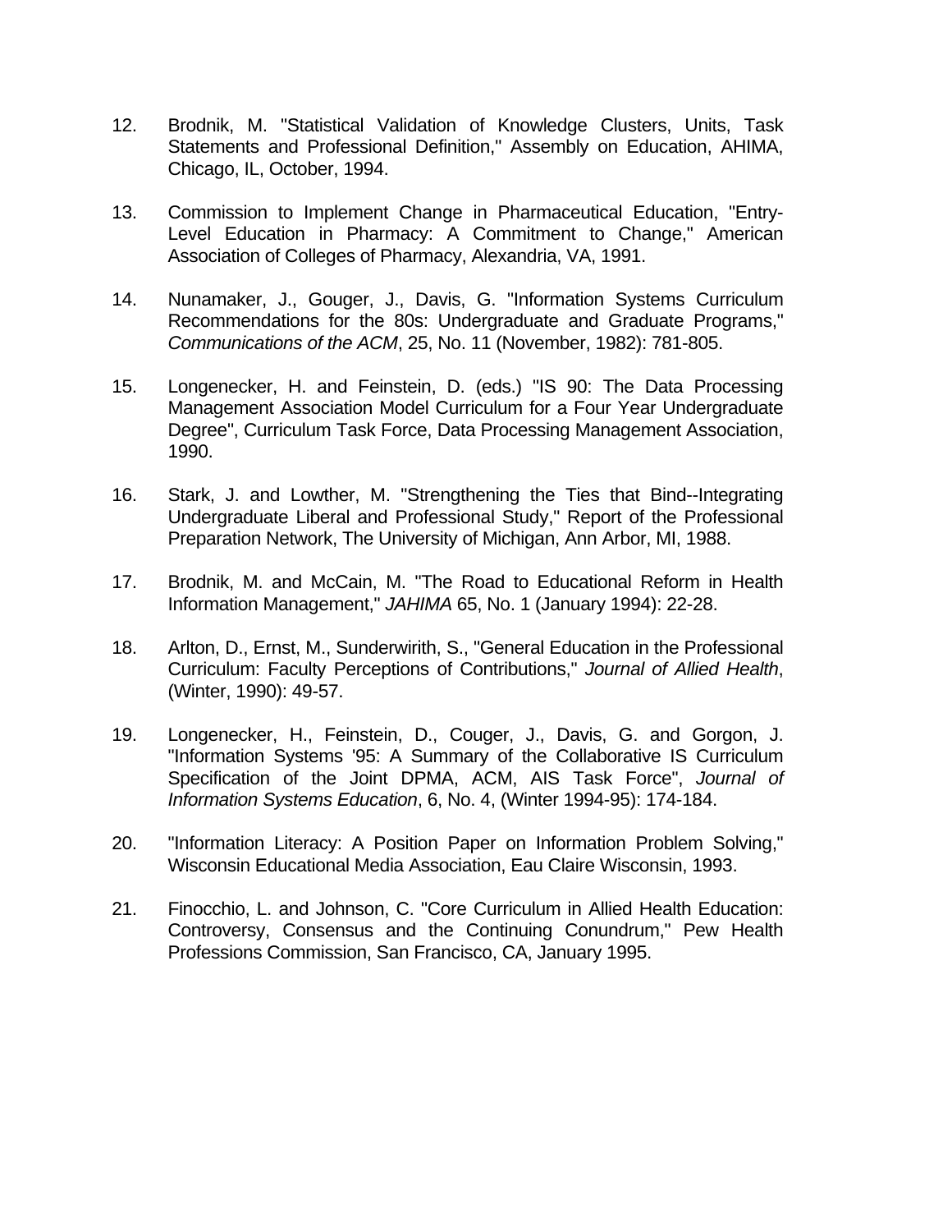12. Brodnik, M. "Statistical Validation of Knowledge Clusters, Units, Task Statements and Professional Definition," Assembly on Education, AHIMA, Chicago, IL, October, 1994.

13. Commission to Implement Change in Pharmaceutical Education, "Entry-Level Education in Pharmacy: A Commitment to Change," American Association of Colleges of Pharmacy, Alexandria, VA, 1991.

14. Nunamaker, J., Gouger, J., Davis, G. "Information Systems Curriculum Recommendations for the 80s: Undergraduate and Graduate Programs," *Communications of the ACM*, 25, No. 11 (November, 1982): 781-805.

15. Longenecker, H. and Feinstein, D. (eds.) "IS 90: The Data Processing Management Association Model Curriculum for a Four Year Undergraduate Degree", Curriculum Task Force, Data Processing Management Association, 1990.

16. Stark, J. and Lowther, M. "Strengthening the Ties that Bind--Integrating Undergraduate Liberal and Professional Study," Report of the Professional Preparation Network, The University of Michigan, Ann Arbor, MI, 1988.

17. Brodnik, M. and McCain, M. "The Road to Educational Reform in Health Information Management," *JAHIMA* 65, No. 1 (January 1994): 22-28.

18. Arlton, D., Ernst, M., Sunderwirith, S., "General Education in the Professional Curriculum: Faculty Perceptions of Contributions," *Journal of Allied Health*, (Winter, 1990): 49-57.

19. Longenecker, H., Feinstein, D., Couger, J., Davis, G. and Gorgon, J. "Information Systems '95: A Summary of the Collaborative IS Curriculum Specification of the Joint DPMA, ACM, AIS Task Force", *Journal of Information Systems Education*, 6, No. 4, (Winter 1994-95): 174-184.

20. "Information Literacy: A Position Paper on Information Problem Solving," Wisconsin Educational Media Association, Eau Claire Wisconsin, 1993.

21. Finocchio, L. and Johnson, C. "Core Curriculum in Allied Health Education: Controversy, Consensus and the Continuing Conundrum," Pew Health Professions Commission, San Francisco, CA, January 1995.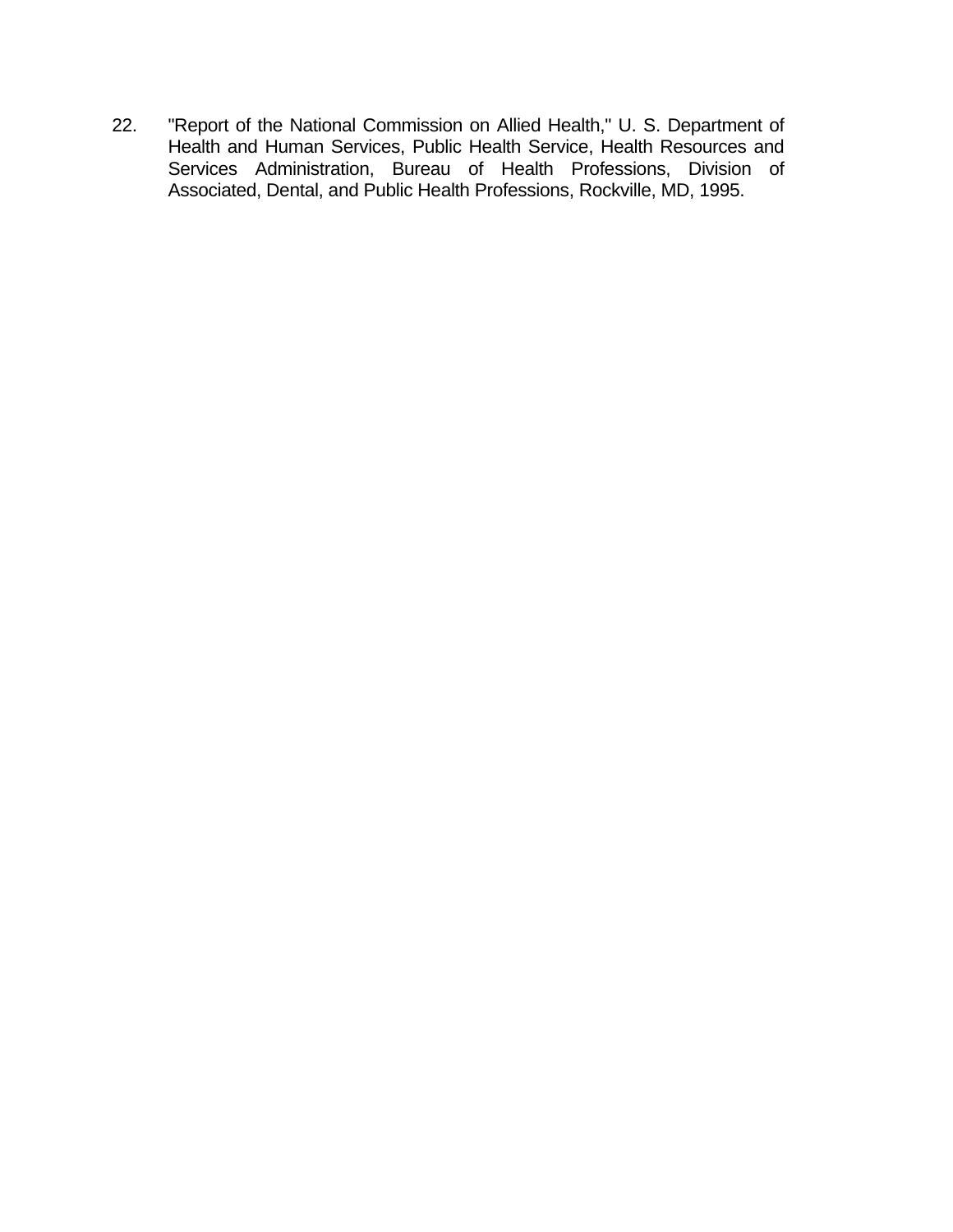22. "Report of the National Commission on Allied Health," U. S. Department of Health and Human Services, Public Health Service, Health Resources and Services Administration, Bureau of Health Professions, Division of Associated, Dental, and Public Health Professions, Rockville, MD, 1995.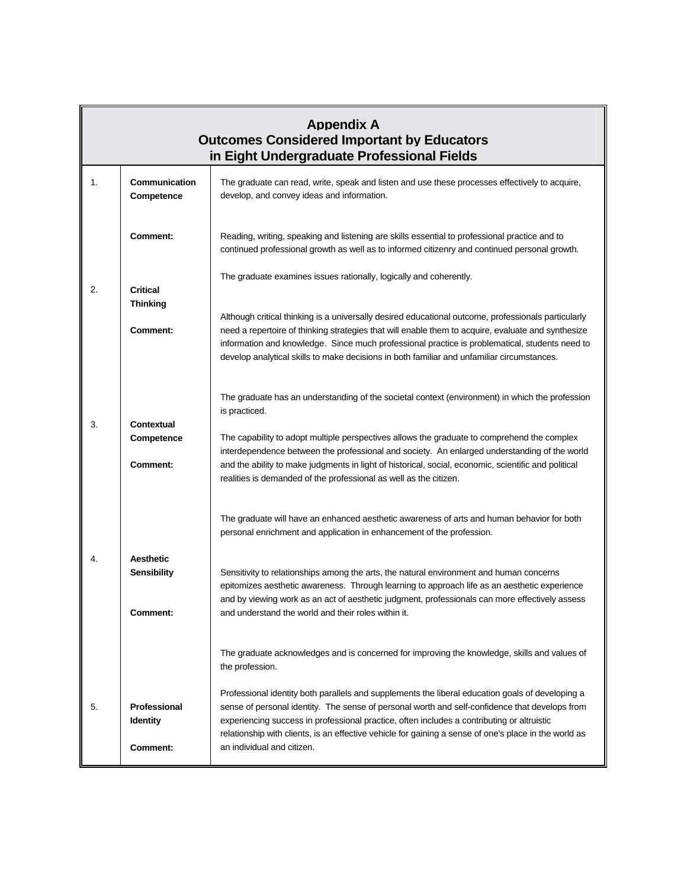## Appendix A
## Outcomes Considered Important by Educators in Eight Undergraduate Professional Fields

| | | |
|---|---|---|
| 1. | **Communication Competence** | The graduate can read, write, speak and listen and use these processes effectively to acquire, develop, and convey ideas and information. |
| | **Comment:** | Reading, writing, speaking and listening are skills essential to professional practice and to continued professional growth as well as to informed citizenry and continued personal growth. |
| 2. | **Critical Thinking** | The graduate examines issues rationally, logically and coherently. |
| | **Comment:** | Although critical thinking is a universally desired educational outcome, professionals particularly need a repertoire of thinking strategies that will enable them to acquire, evaluate and synthesize information and knowledge. Since much professional practice is problematical, students need to develop analytical skills to make decisions in both familiar and unfamiliar circumstances. |
| 3. | **Contextual Competence** | The graduate has an understanding of the societal context (environment) in which the profession is practiced. |
| | **Comment:** | The capability to adopt multiple perspectives allows the graduate to comprehend the complex interdependence between the professional and society. An enlarged understanding of the world and the ability to make judgments in light of historical, social, economic, scientific and political realities is demanded of the professional as well as the citizen. |
| 4. | **Aesthetic Sensibility** | The graduate will have an enhanced aesthetic awareness of arts and human behavior for both personal enrichment and application in enhancement of the profession. |
| | **Comment:** | Sensitivity to relationships among the arts, the natural environment and human concerns epitomizes aesthetic awareness. Through learning to approach life as an aesthetic experience and by viewing work as an act of aesthetic judgment, professionals can more effectively assess and understand the world and their roles within it. |
| 5. | **Professional Identity** | The graduate acknowledges and is concerned for improving the knowledge, skills and values of the profession. |
| | **Comment:** | Professional identity both parallels and supplements the liberal education goals of developing a sense of personal identity. The sense of personal worth and self-confidence that develops from experiencing success in professional practice, often includes a contributing or altruistic relationship with clients, is an effective vehicle for gaining a sense of one's place in the world as an individual and citizen. |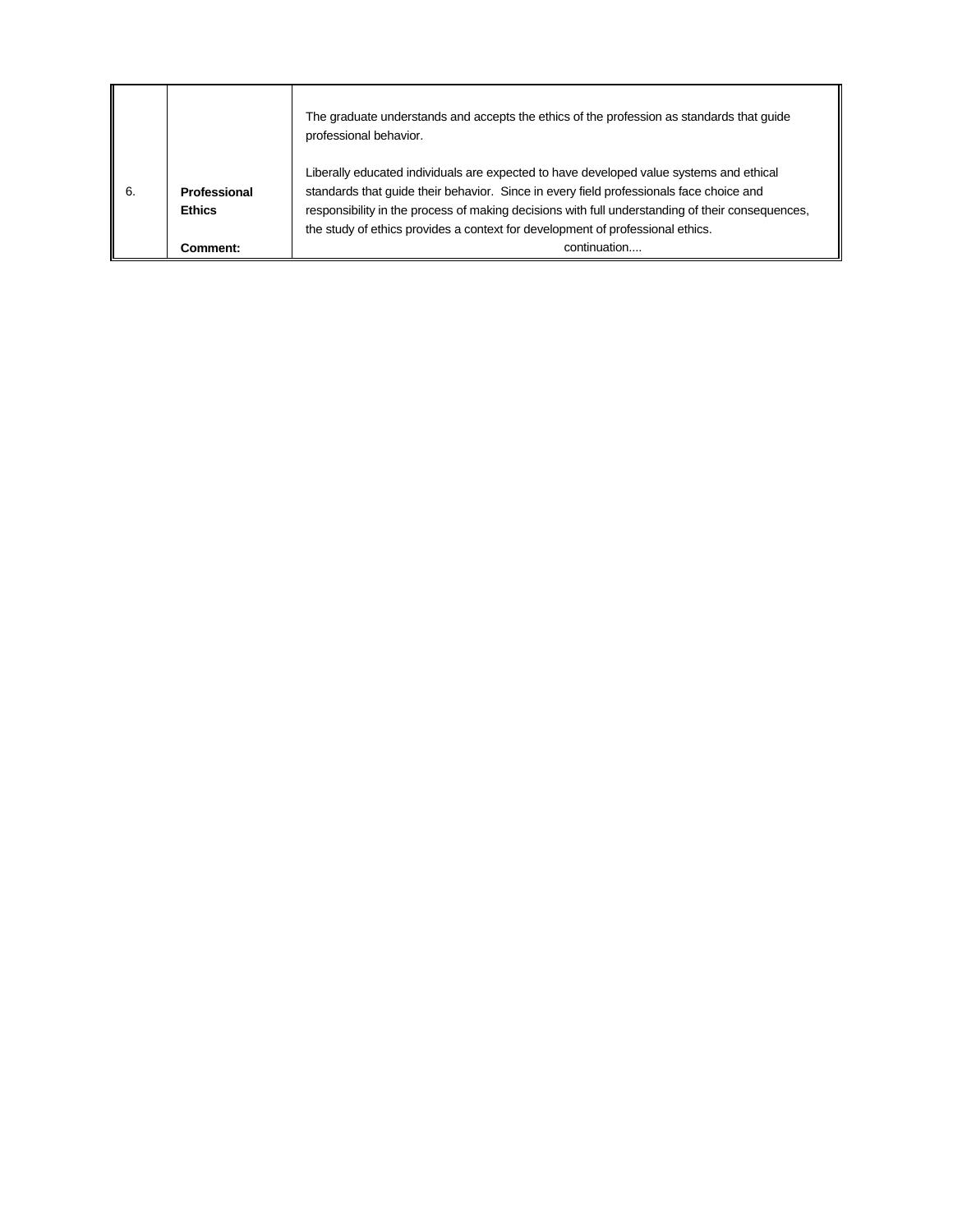| | | |
|---|---|---|
| 6. | **Professional Ethics**<br><br>**Comment:** | The graduate understands and accepts the ethics of the profession as standards that guide professional behavior.<br><br>Liberally educated individuals are expected to have developed value systems and ethical standards that guide their behavior. Since in every field professionals face choice and responsibility in the process of making decisions with full understanding of their consequences, the study of ethics provides a context for development of professional ethics.<br><br>continuation.... |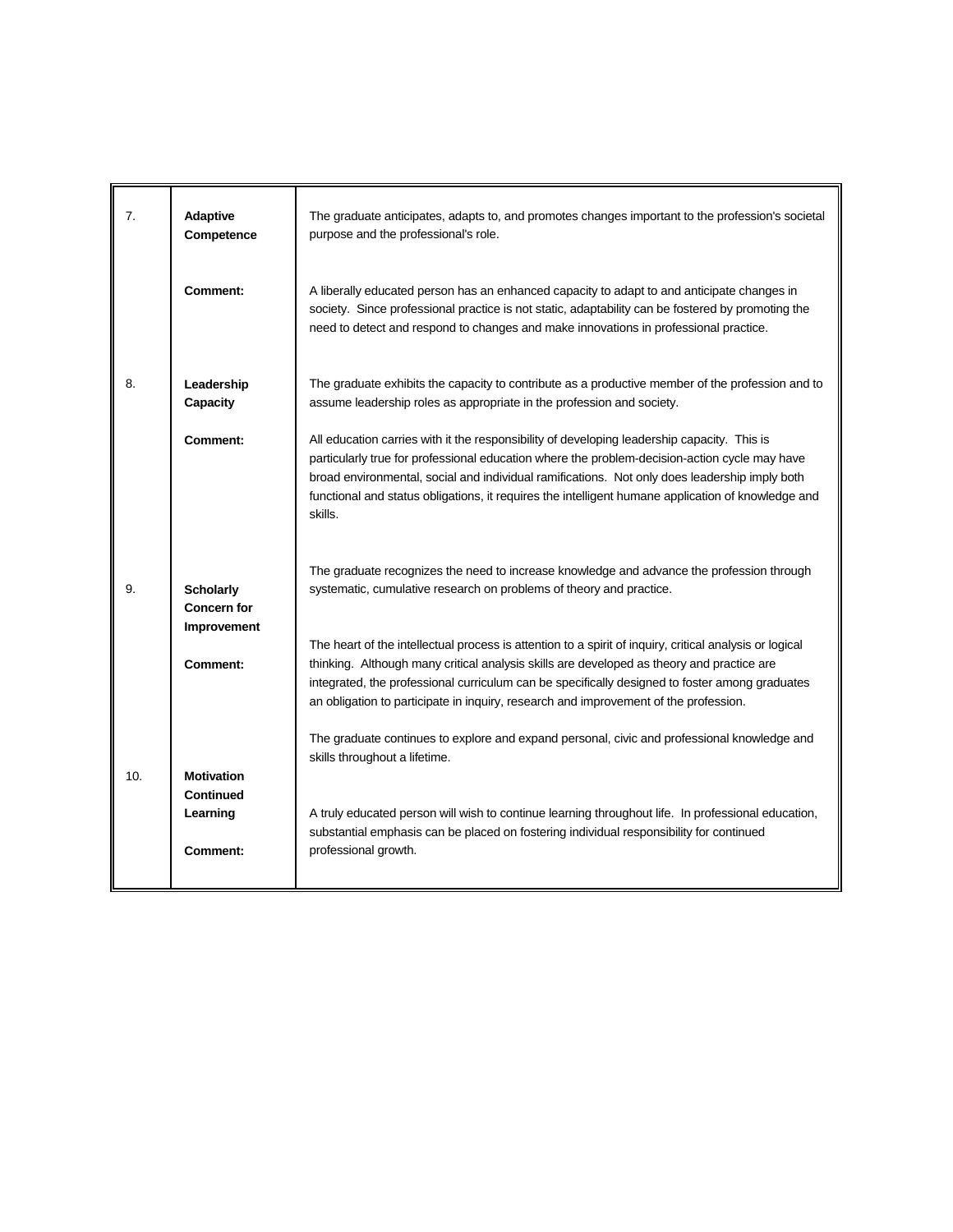| | | |
|---|---|---|
| 7. | **Adaptive Competence** | The graduate anticipates, adapts to, and promotes changes important to the profession's societal purpose and the professional's role. |
| | **Comment:** | A liberally educated person has an enhanced capacity to adapt to and anticipate changes in society. Since professional practice is not static, adaptability can be fostered by promoting the need to detect and respond to changes and make innovations in professional practice. |
| 8. | **Leadership Capacity** | The graduate exhibits the capacity to contribute as a productive member of the profession and to assume leadership roles as appropriate in the profession and society. |
| | **Comment:** | All education carries with it the responsibility of developing leadership capacity. This is particularly true for professional education where the problem-decision-action cycle may have broad environmental, social and individual ramifications. Not only does leadership imply both functional and status obligations, it requires the intelligent humane application of knowledge and skills. |
| 9. | **Scholarly Concern for Improvement** | The graduate recognizes the need to increase knowledge and advance the profession through systematic, cumulative research on problems of theory and practice. |
| | **Comment:** | The heart of the intellectual process is attention to a spirit of inquiry, critical analysis or logical thinking. Although many critical analysis skills are developed as theory and practice are integrated, the professional curriculum can be specifically designed to foster among graduates an obligation to participate in inquiry, research and improvement of the profession. |
| 10. | **Motivation Continued Learning** | The graduate continues to explore and expand personal, civic and professional knowledge and skills throughout a lifetime. |
| | **Comment:** | A truly educated person will wish to continue learning throughout life. In professional education, substantial emphasis can be placed on fostering individual responsibility for continued professional growth. |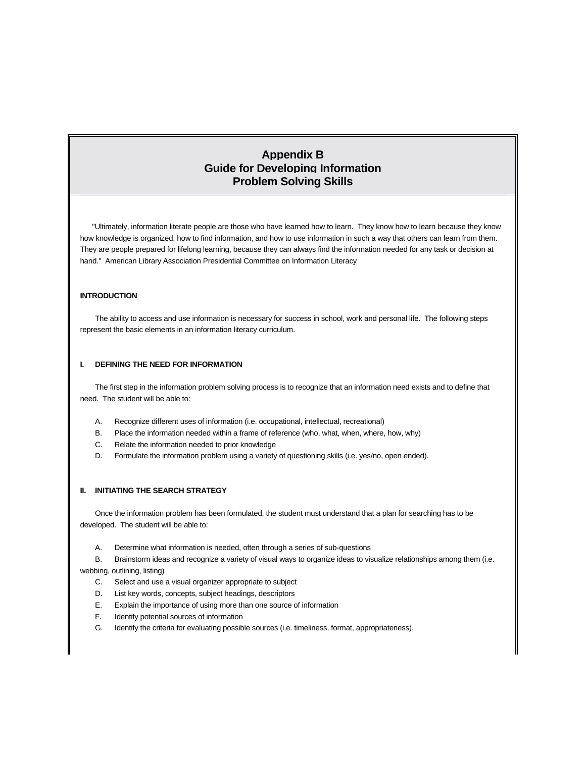# Appendix B
# Guide for Developing Information Problem Solving Skills

"Ultimately, information literate people are those who have learned how to learn. They know how to learn because they know how knowledge is organized, how to find information, and how to use information in such a way that others can learn from them. They are people prepared for lifelong learning, because they can always find the information needed for any task or decision at hand." American Library Association Presidential Committee on Information Literacy

**INTRODUCTION**

The ability to access and use information is necessary for success in school, work and personal life. The following steps represent the basic elements in an information literacy curriculum.

**I. DEFINING THE NEED FOR INFORMATION**

The first step in the information problem solving process is to recognize that an information need exists and to define that need. The student will be able to:

A. Recognize different uses of information (i.e. occupational, intellectual, recreational)
B. Place the information needed within a frame of reference (who, what, when, where, how, why)
C. Relate the information needed to prior knowledge
D. Formulate the information problem using a variety of questioning skills (i.e. yes/no, open ended).

**II. INITIATING THE SEARCH STRATEGY**

Once the information problem has been formulated, the student must understand that a plan for searching has to be developed. The student will be able to:

A. Determine what information is needed, often through a series of sub-questions
B. Brainstorm ideas and recognize a variety of visual ways to organize ideas to visualize relationships among them (i.e. webbing, outlining, listing)
C. Select and use a visual organizer appropriate to subject
D. List key words, concepts, subject headings, descriptors
E. Explain the importance of using more than one source of information
F. Identify potential sources of information
G. Identify the criteria for evaluating possible sources (i.e. timeliness, format, appropriateness).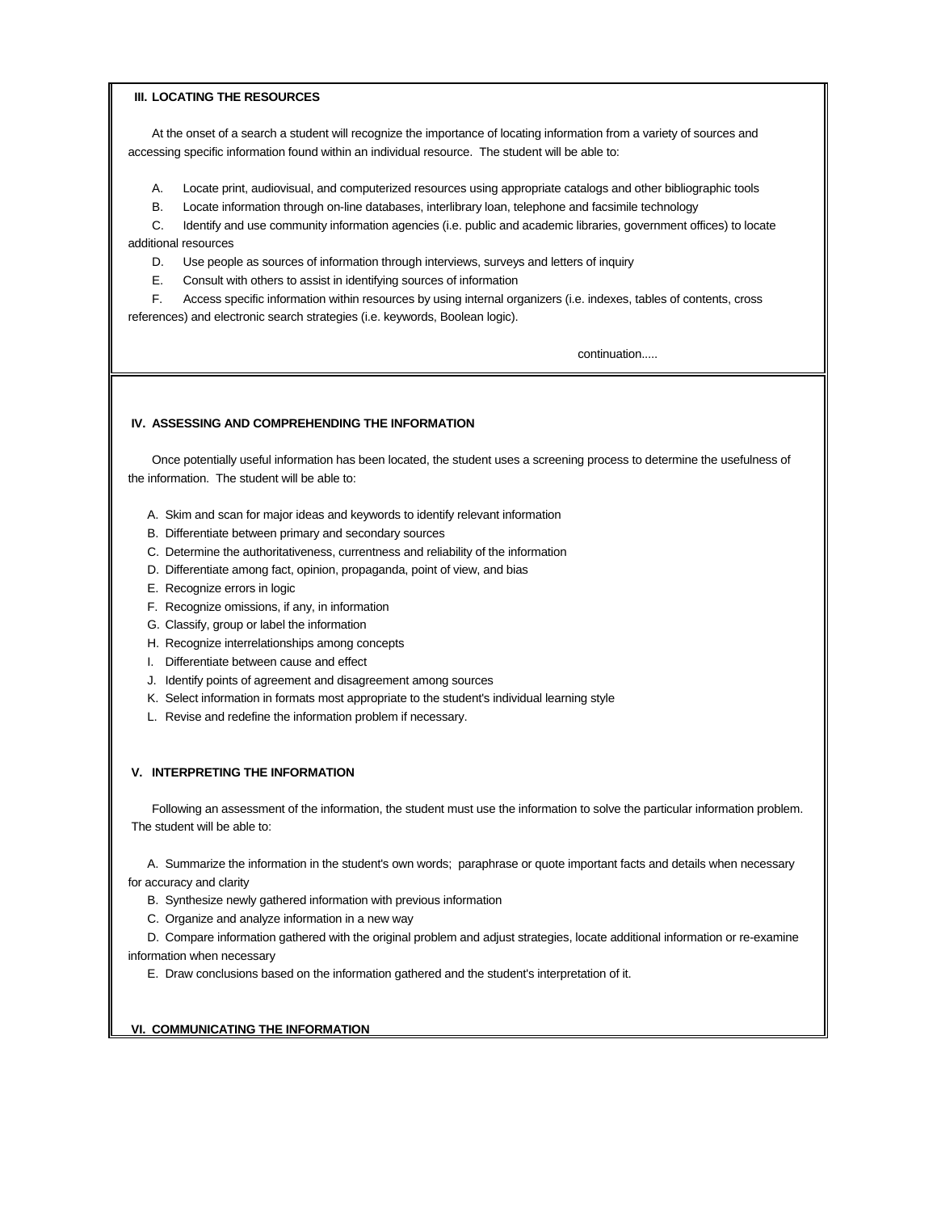### III. LOCATING THE RESOURCES

At the onset of a search a student will recognize the importance of locating information from a variety of sources and accessing specific information found within an individual resource. The student will be able to:

A. Locate print, audiovisual, and computerized resources using appropriate catalogs and other bibliographic tools
B. Locate information through on-line databases, interlibrary loan, telephone and facsimile technology
C. Identify and use community information agencies (i.e. public and academic libraries, government offices) to locate additional resources
D. Use people as sources of information through interviews, surveys and letters of inquiry
E. Consult with others to assist in identifying sources of information
F. Access specific information within resources by using internal organizers (i.e. indexes, tables of contents, cross references) and electronic search strategies (i.e. keywords, Boolean logic).

continuation.....

### IV. ASSESSING AND COMPREHENDING THE INFORMATION

Once potentially useful information has been located, the student uses a screening process to determine the usefulness of the information. The student will be able to:

A. Skim and scan for major ideas and keywords to identify relevant information
B. Differentiate between primary and secondary sources
C. Determine the authoritativeness, currentness and reliability of the information
D. Differentiate among fact, opinion, propaganda, point of view, and bias
E. Recognize errors in logic
F. Recognize omissions, if any, in information
G. Classify, group or label the information
H. Recognize interrelationships among concepts
I. Differentiate between cause and effect
J. Identify points of agreement and disagreement among sources
K. Select information in formats most appropriate to the student's individual learning style
L. Revise and redefine the information problem if necessary.

### V. INTERPRETING THE INFORMATION

Following an assessment of the information, the student must use the information to solve the particular information problem. The student will be able to:

A. Summarize the information in the student's own words; paraphrase or quote important facts and details when necessary for accuracy and clarity
B. Synthesize newly gathered information with previous information
C. Organize and analyze information in a new way
D. Compare information gathered with the original problem and adjust strategies, locate additional information or re-examine information when necessary
E. Draw conclusions based on the information gathered and the student's interpretation of it.

### VI. COMMUNICATING THE INFORMATION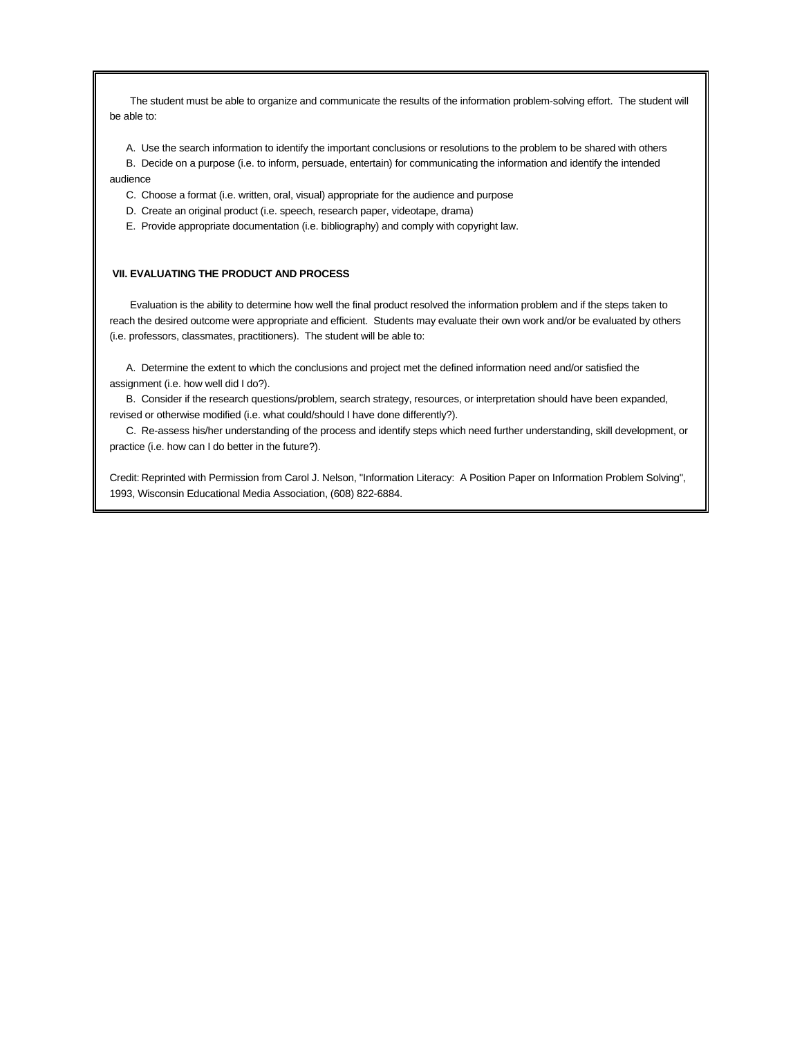The student must be able to organize and communicate the results of the information problem-solving effort. The student will be able to:

A. Use the search information to identify the important conclusions or resolutions to the problem to be shared with others

B. Decide on a purpose (i.e. to inform, persuade, entertain) for communicating the information and identify the intended audience

C. Choose a format (i.e. written, oral, visual) appropriate for the audience and purpose

D. Create an original product (i.e. speech, research paper, videotape, drama)

E. Provide appropriate documentation (i.e. bibliography) and comply with copyright law.

**VII. EVALUATING THE PRODUCT AND PROCESS**

Evaluation is the ability to determine how well the final product resolved the information problem and if the steps taken to reach the desired outcome were appropriate and efficient. Students may evaluate their own work and/or be evaluated by others (i.e. professors, classmates, practitioners). The student will be able to:

A. Determine the extent to which the conclusions and project met the defined information need and/or satisfied the assignment (i.e. how well did I do?).

B. Consider if the research questions/problem, search strategy, resources, or interpretation should have been expanded, revised or otherwise modified (i.e. what could/should I have done differently?).

C. Re-assess his/her understanding of the process and identify steps which need further understanding, skill development, or practice (i.e. how can I do better in the future?).

Credit: Reprinted with Permission from Carol J. Nelson, "Information Literacy: A Position Paper on Information Problem Solving", 1993, Wisconsin Educational Media Association, (608) 822-6884.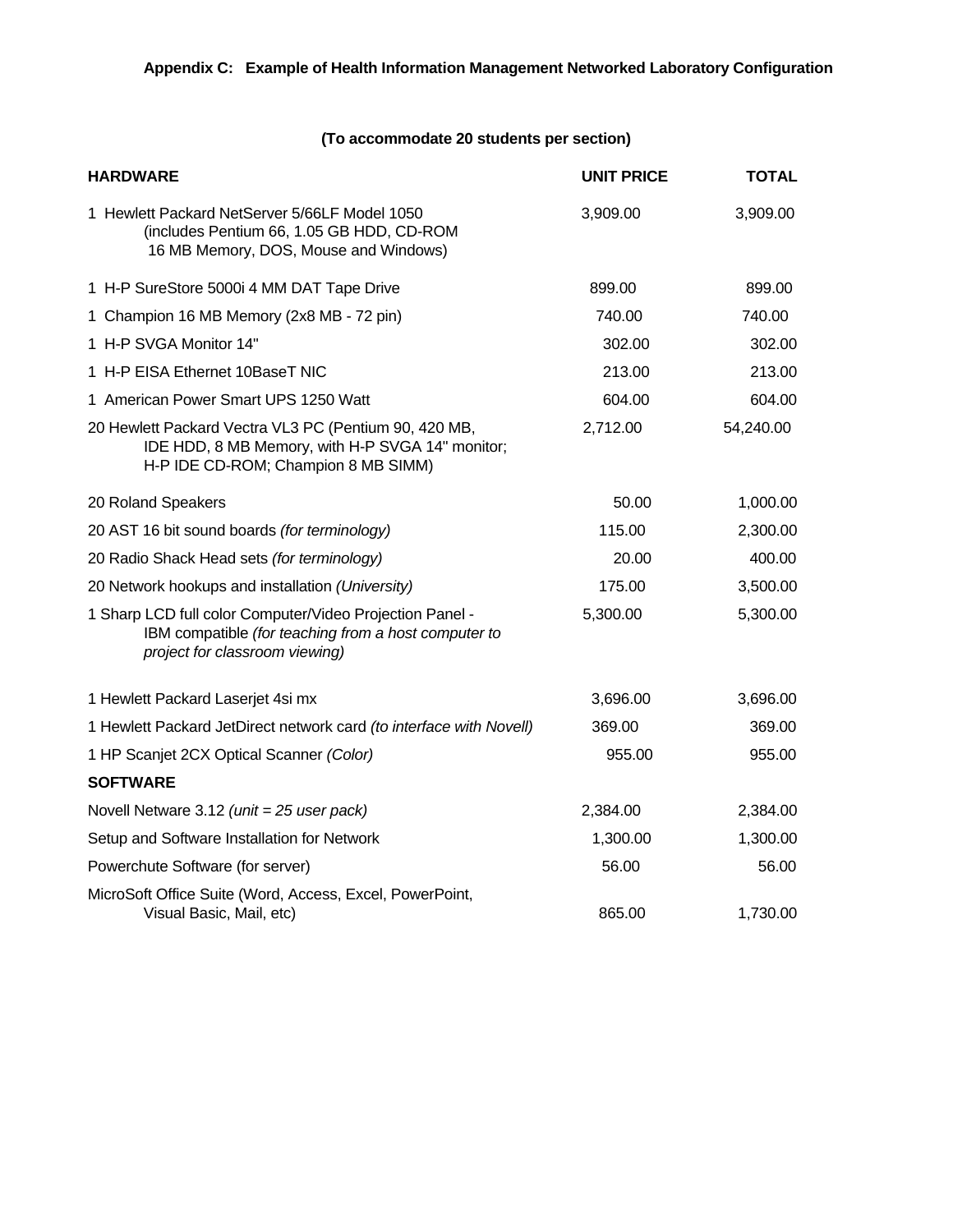### Appendix C: Example of Health Information Management Networked Laboratory Configuration

**(To accommodate 20 students per section)**

| **HARDWARE** | **UNIT PRICE** | **TOTAL** |
|---|---|---|
| 1 Hewlett Packard NetServer 5/66LF Model 1050 (includes Pentium 66, 1.05 GB HDD, CD-ROM 16 MB Memory, DOS, Mouse and Windows) | 3,909.00 | 3,909.00 |
| 1 H-P SureStore 5000i 4 MM DAT Tape Drive | 899.00 | 899.00 |
| 1 Champion 16 MB Memory (2x8 MB - 72 pin) | 740.00 | 740.00 |
| 1 H-P SVGA Monitor 14" | 302.00 | 302.00 |
| 1 H-P EISA Ethernet 10BaseT NIC | 213.00 | 213.00 |
| 1 American Power Smart UPS 1250 Watt | 604.00 | 604.00 |
| 20 Hewlett Packard Vectra VL3 PC (Pentium 90, 420 MB, IDE HDD, 8 MB Memory, with H-P SVGA 14" monitor; H-P IDE CD-ROM; Champion 8 MB SIMM) | 2,712.00 | 54,240.00 |
| 20 Roland Speakers | 50.00 | 1,000.00 |
| 20 AST 16 bit sound boards *(for terminology)* | 115.00 | 2,300.00 |
| 20 Radio Shack Head sets *(for terminology)* | 20.00 | 400.00 |
| 20 Network hookups and installation *(University)* | 175.00 | 3,500.00 |
| 1 Sharp LCD full color Computer/Video Projection Panel - IBM compatible *(for teaching from a host computer to project for classroom viewing)* | 5,300.00 | 5,300.00 |
| 1 Hewlett Packard Laserjet 4si mx | 3,696.00 | 3,696.00 |
| 1 Hewlett Packard JetDirect network card *(to interface with Novell)* | 369.00 | 369.00 |
| 1 HP Scanjet 2CX Optical Scanner *(Color)* | 955.00 | 955.00 |
| **SOFTWARE** | | |
| Novell Netware 3.12 *(unit = 25 user pack)* | 2,384.00 | 2,384.00 |
| Setup and Software Installation for Network | 1,300.00 | 1,300.00 |
| Powerchute Software (for server) | 56.00 | 56.00 |
| MicroSoft Office Suite (Word, Access, Excel, PowerPoint, Visual Basic, Mail, etc) | 865.00 | 1,730.00 |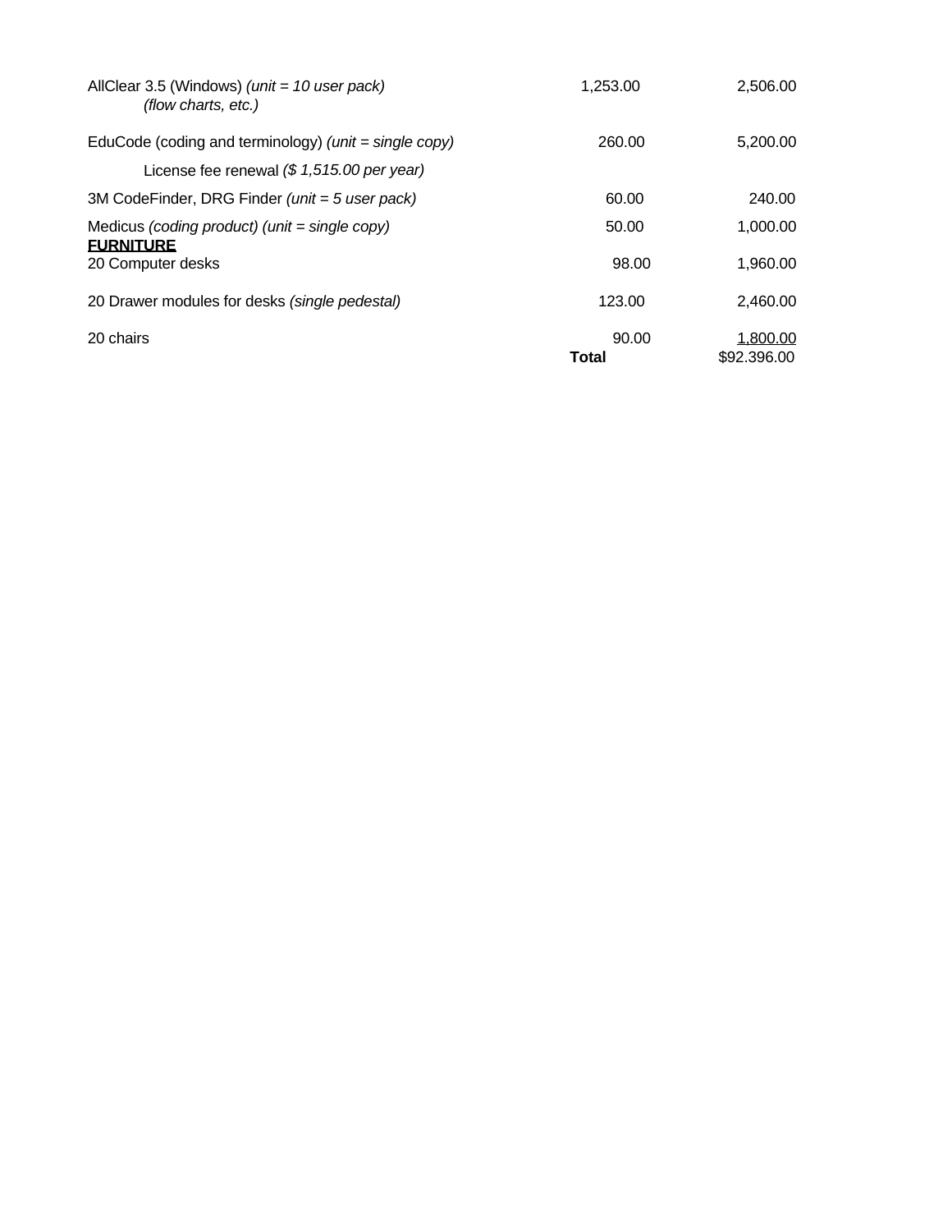| | | |
|---|---|---|
| AllClear 3.5 (Windows) *(unit = 10 user pack)* *(flow charts, etc.)* | 1,253.00 | 2,506.00 |
| EduCode (coding and terminology) *(unit = single copy)* | 260.00 | 5,200.00 |
| License fee renewal *($ 1,515.00 per year)* | | |
| 3M CodeFinder, DRG Finder *(unit = 5 user pack)* | 60.00 | 240.00 |
| Medicus *(coding product) (unit = single copy)* | 50.00 | 1,000.00 |
| **FURNITURE** | | |
| 20 Computer desks | 98.00 | 1,960.00 |
| 20 Drawer modules for desks *(single pedestal)* | 123.00 | 2,460.00 |
| 20 chairs | 90.00 | 1,800.00 |
| | **Total** | $92.396.00 |